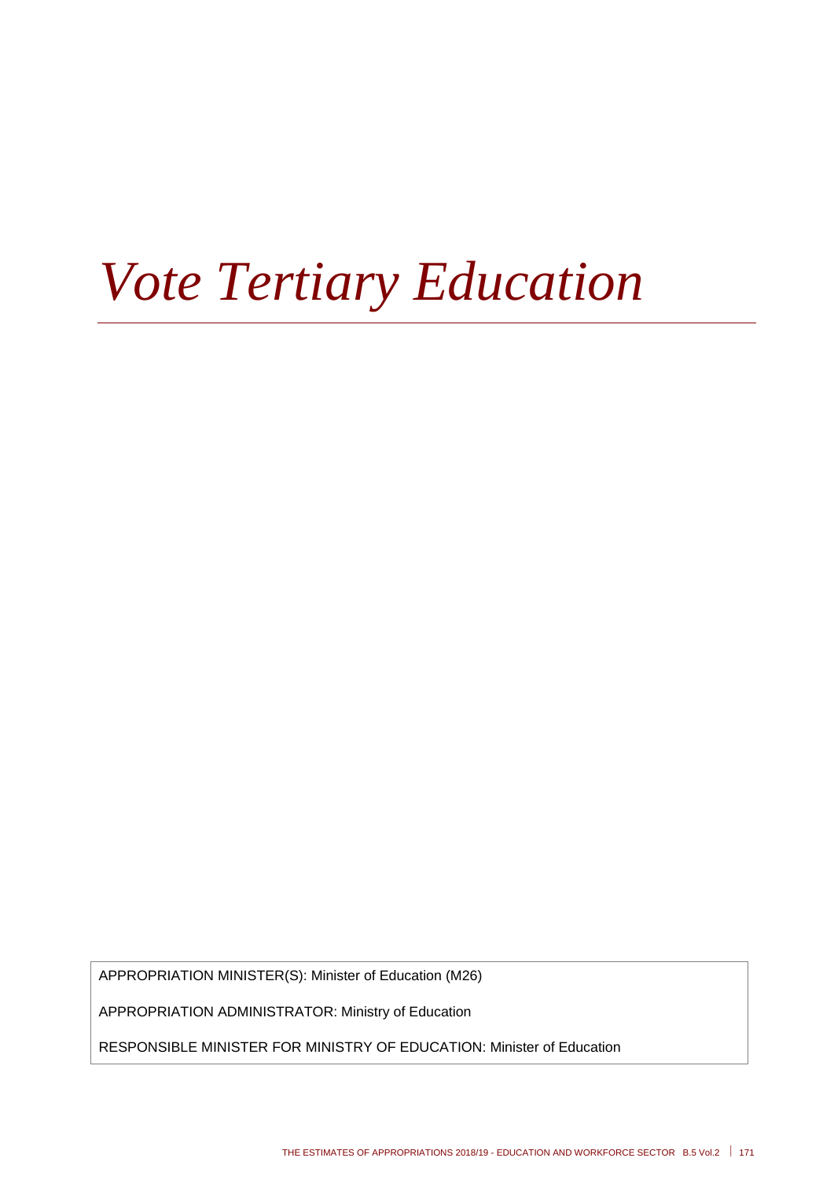# *Vote Tertiary Education*

APPROPRIATION MINISTER(S): Minister of Education (M26)

APPROPRIATION ADMINISTRATOR: Ministry of Education

RESPONSIBLE MINISTER FOR MINISTRY OF EDUCATION: Minister of Education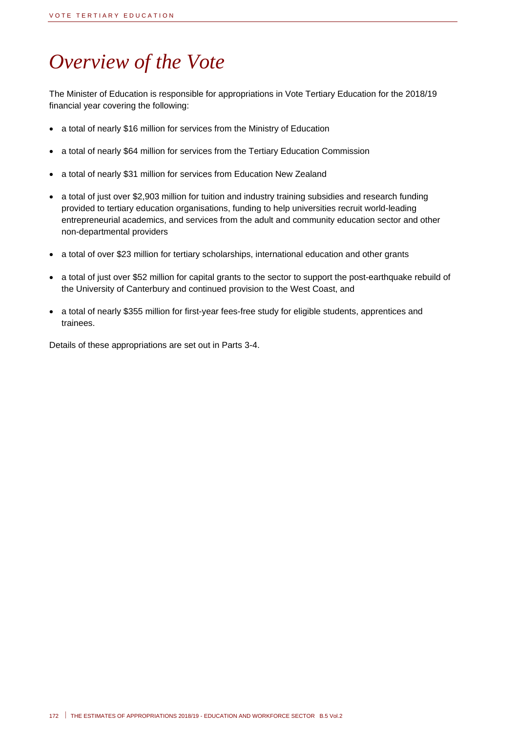# *Overview of the Vote*

The Minister of Education is responsible for appropriations in Vote Tertiary Education for the 2018/19 financial year covering the following:

- a total of nearly $16 million for services from the Ministry of Education
- a total of nearly $64 million for services from the Tertiary Education Commission
- a total of nearly $31 million for services from Education New Zealand
- a total of just over $2,903 million for tuition and industry training subsidies and research funding provided to tertiary education organisations, funding to help universities recruit world-leading entrepreneurial academics, and services from the adult and community education sector and other non-departmental providers
- a total of over $23 million for tertiary scholarships, international education and other grants
- a total of just over $52 million for capital grants to the sector to support the post-earthquake rebuild of the University of Canterbury and continued provision to the West Coast, and
- a total of nearly $355 million for first-year fees-free study for eligible students, apprentices and trainees.

Details of these appropriations are set out in Parts 3-4.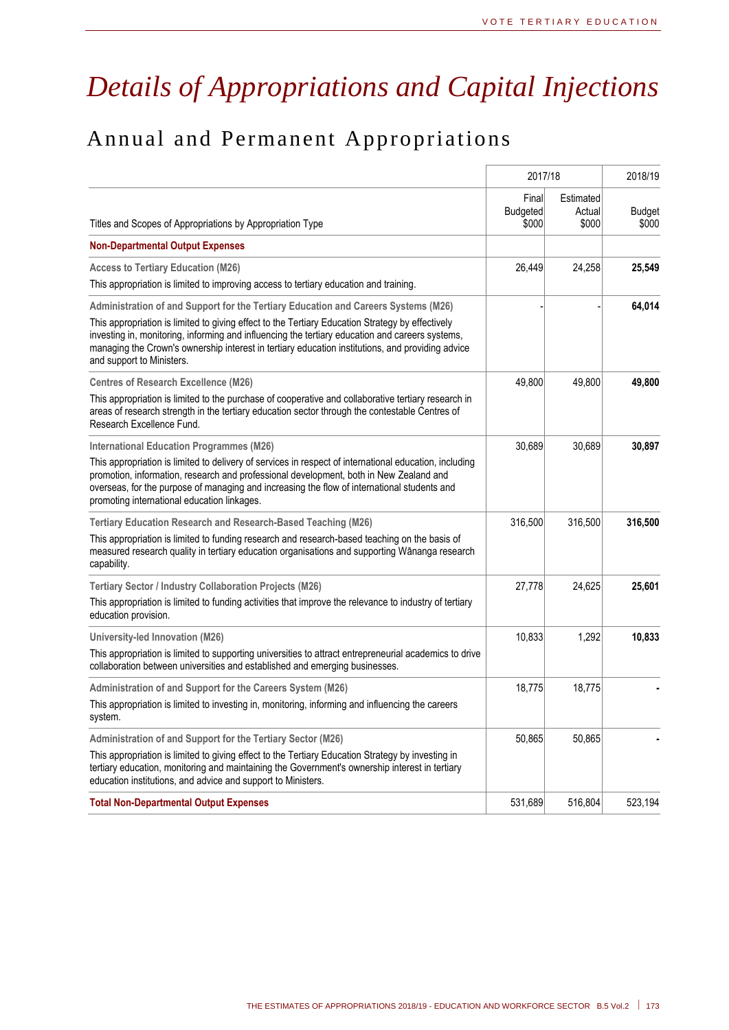# Details of Appropriations and Capital Injections

## Annual and Permanent Appropriations

| Titles and Scopes of Appropriations by Appropriation Type | 2017/18 | | 2018/19 |
|---|---|---|---|
| | Final Budgeted $000 | Estimated Actual $000 | Budget $000 |
| **Non-Departmental Output Expenses** | | | |
| **Access to Tertiary Education (M26)**<br>This appropriation is limited to improving access to tertiary education and training. | 26,449 | 24,258 | **25,549** |
| **Administration of and Support for the Tertiary Education and Careers Systems (M26)**<br>This appropriation is limited to giving effect to the Tertiary Education Strategy by effectively investing in, monitoring, informing and influencing the tertiary education and careers systems, managing the Crown's ownership interest in tertiary education institutions, and providing advice and support to Ministers. | - | - | **64,014** |
| **Centres of Research Excellence (M26)**<br>This appropriation is limited to the purchase of cooperative and collaborative tertiary research in areas of research strength in the tertiary education sector through the contestable Centres of Research Excellence Fund. | 49,800 | 49,800 | **49,800** |
| **International Education Programmes (M26)**<br>This appropriation is limited to delivery of services in respect of international education, including promotion, information, research and professional development, both in New Zealand and overseas, for the purpose of managing and increasing the flow of international students and promoting international education linkages. | 30,689 | 30,689 | **30,897** |
| **Tertiary Education Research and Research-Based Teaching (M26)**<br>This appropriation is limited to funding research and research-based teaching on the basis of measured research quality in tertiary education organisations and supporting Wānanga research capability. | 316,500 | 316,500 | **316,500** |
| **Tertiary Sector / Industry Collaboration Projects (M26)**<br>This appropriation is limited to funding activities that improve the relevance to industry of tertiary education provision. | 27,778 | 24,625 | **25,601** |
| **University-led Innovation (M26)**<br>This appropriation is limited to supporting universities to attract entrepreneurial academics to drive collaboration between universities and established and emerging businesses. | 10,833 | 1,292 | **10,833** |
| **Administration of and Support for the Careers System (M26)**<br>This appropriation is limited to investing in, monitoring, informing and influencing the careers system. | 18,775 | 18,775 | **-** |
| **Administration of and Support for the Tertiary Sector (M26)**<br>This appropriation is limited to giving effect to the Tertiary Education Strategy by investing in tertiary education, monitoring and maintaining the Government's ownership interest in tertiary education institutions, and advice and support to Ministers. | 50,865 | 50,865 | **-** |
| **Total Non-Departmental Output Expenses** | 531,689 | 516,804 | 523,194 |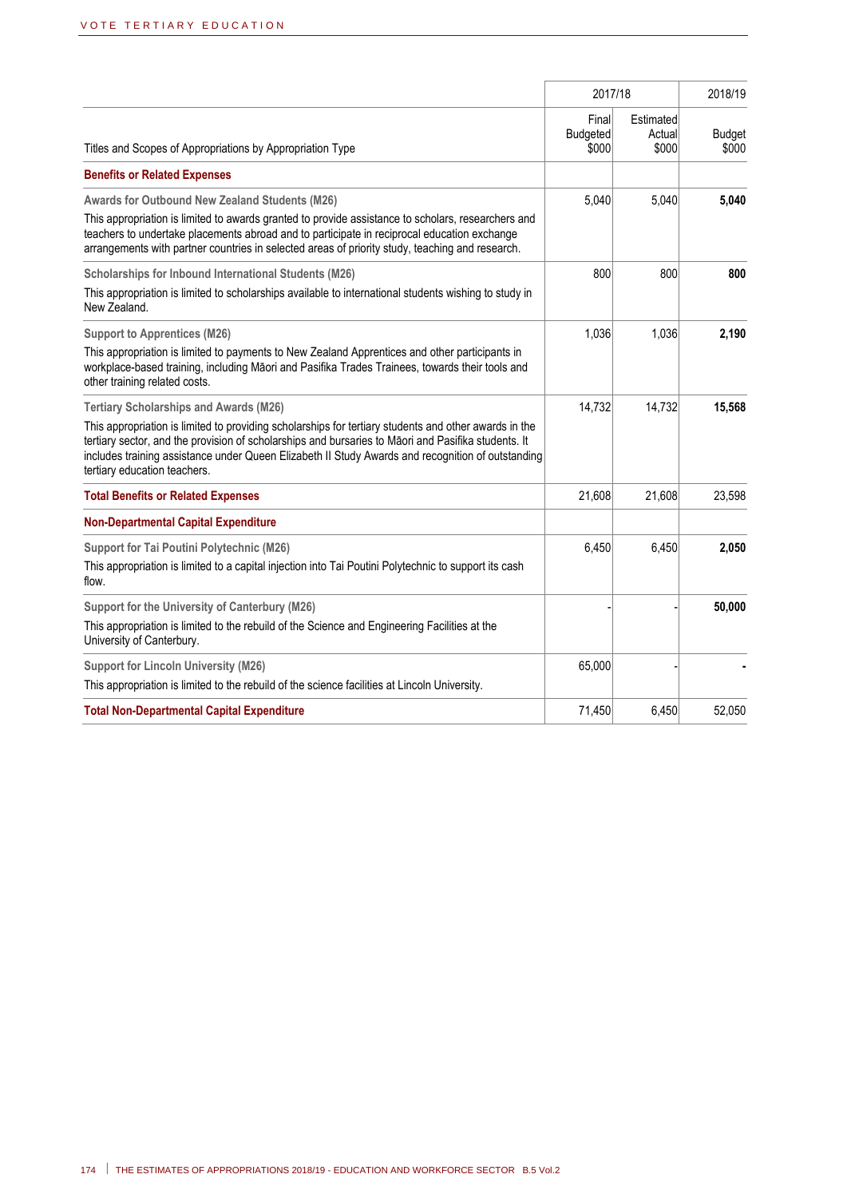| Titles and Scopes of Appropriations by Appropriation Type | 2017/18 Final Budgeted $000 | 2017/18 Estimated Actual $000 | 2018/19 Budget $000 |
|---|---|---|---|
| **Benefits or Related Expenses** | | | |
| **Awards for Outbound New Zealand Students (M26)**<br>This appropriation is limited to awards granted to provide assistance to scholars, researchers and teachers to undertake placements abroad and to participate in reciprocal education exchange arrangements with partner countries in selected areas of priority study, teaching and research. | 5,040 | 5,040 | **5,040** |
| **Scholarships for Inbound International Students (M26)**<br>This appropriation is limited to scholarships available to international students wishing to study in New Zealand. | 800 | 800 | **800** |
| **Support to Apprentices (M26)**<br>This appropriation is limited to payments to New Zealand Apprentices and other participants in workplace-based training, including Māori and Pasifika Trades Trainees, towards their tools and other training related costs. | 1,036 | 1,036 | **2,190** |
| **Tertiary Scholarships and Awards (M26)**<br>This appropriation is limited to providing scholarships for tertiary students and other awards in the tertiary sector, and the provision of scholarships and bursaries to Māori and Pasifika students. It includes training assistance under Queen Elizabeth II Study Awards and recognition of outstanding tertiary education teachers. | 14,732 | 14,732 | **15,568** |
| **Total Benefits or Related Expenses** | 21,608 | 21,608 | 23,598 |
| **Non-Departmental Capital Expenditure** | | | |
| **Support for Tai Poutini Polytechnic (M26)**<br>This appropriation is limited to a capital injection into Tai Poutini Polytechnic to support its cash flow. | 6,450 | 6,450 | **2,050** |
| **Support for the University of Canterbury (M26)**<br>This appropriation is limited to the rebuild of the Science and Engineering Facilities at the University of Canterbury. | - | - | **50,000** |
| **Support for Lincoln University (M26)**<br>This appropriation is limited to the rebuild of the science facilities at Lincoln University. | 65,000 | - | **-** |
| **Total Non-Departmental Capital Expenditure** | 71,450 | 6,450 | 52,050 |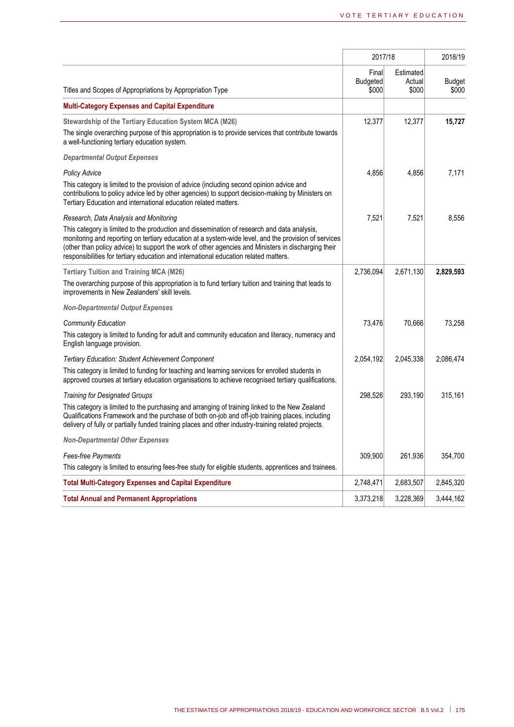| Titles and Scopes of Appropriations by Appropriation Type | 2017/18 Final Budgeted $000 | 2017/18 Estimated Actual $000 | 2018/19 Budget $000 |
|---|---|---|---|
| **Multi-Category Expenses and Capital Expenditure** | | | |
| **Stewardship of the Tertiary Education System MCA (M26)**<br>The single overarching purpose of this appropriation is to provide services that contribute towards a well-functioning tertiary education system. | 12,377 | 12,377 | **15,727** |
| ***Departmental Output Expenses*** | | | |
| *Policy Advice*<br>This category is limited to the provision of advice (including second opinion advice and contributions to policy advice led by other agencies) to support decision-making by Ministers on Tertiary Education and international education related matters. | 4,856 | 4,856 | 7,171 |
| *Research, Data Analysis and Monitoring*<br>This category is limited to the production and dissemination of research and data analysis, monitoring and reporting on tertiary education at a system-wide level, and the provision of services (other than policy advice) to support the work of other agencies and Ministers in discharging their responsibilities for tertiary education and international education related matters. | 7,521 | 7,521 | 8,556 |
| **Tertiary Tuition and Training MCA (M26)**<br>The overarching purpose of this appropriation is to fund tertiary tuition and training that leads to improvements in New Zealanders' skill levels. | 2,736,094 | 2,671,130 | **2,829,593** |
| ***Non-Departmental Output Expenses*** | | | |
| *Community Education*<br>This category is limited to funding for adult and community education and literacy, numeracy and English language provision. | 73,476 | 70,666 | 73,258 |
| *Tertiary Education: Student Achievement Component*<br>This category is limited to funding for teaching and learning services for enrolled students in approved courses at tertiary education organisations to achieve recognised tertiary qualifications. | 2,054,192 | 2,045,338 | 2,086,474 |
| *Training for Designated Groups*<br>This category is limited to the purchasing and arranging of training linked to the New Zealand Qualifications Framework and the purchase of both on-job and off-job training places, including delivery of fully or partially funded training places and other industry-training related projects. | 298,526 | 293,190 | 315,161 |
| ***Non-Departmental Other Expenses*** | | | |
| *Fees-free Payments*<br>This category is limited to ensuring fees-free study for eligible students, apprentices and trainees. | 309,900 | 261,936 | 354,700 |
| **Total Multi-Category Expenses and Capital Expenditure** | 2,748,471 | 2,683,507 | 2,845,320 |
| **Total Annual and Permanent Appropriations** | 3,373,218 | 3,228,369 | 3,444,162 |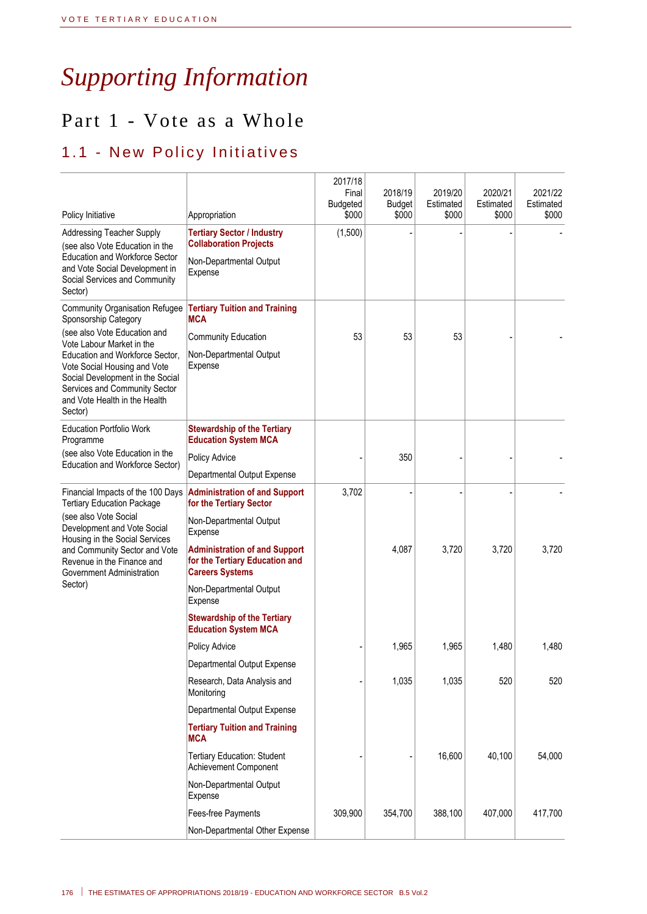# Supporting Information

## Part 1 - Vote as a Whole

### 1.1 - New Policy Initiatives

| Policy Initiative | Appropriation | 2017/18 Final Budgeted $000 | 2018/19 Budget $000 | 2019/20 Estimated $000 | 2020/21 Estimated $000 | 2021/22 Estimated $000 |
|---|---|---|---|---|---|---|
| Addressing Teacher Supply (see also Vote Education in the Education and Workforce Sector and Vote Social Development in Social Services and Community Sector) | **Tertiary Sector / Industry Collaboration Projects** Non-Departmental Output Expense | (1,500) | - | - | - | - |
| Community Organisation Refugee Sponsorship Category (see also Vote Education and Vote Labour Market in the Education and Workforce Sector, Vote Social Housing and Vote Social Development in the Social Services and Community Sector and Vote Health in the Health Sector) | **Tertiary Tuition and Training MCA** | | | | | |
| | Community Education Non-Departmental Output Expense | 53 | 53 | 53 | - | - |
| Education Portfolio Work Programme (see also Vote Education in the Education and Workforce Sector) | **Stewardship of the Tertiary Education System MCA** | | | | | |
| | Policy Advice Departmental Output Expense | - | 350 | - | - | - |
| Financial Impacts of the 100 Days Tertiary Education Package (see also Vote Social Development and Vote Social Housing in the Social Services and Community Sector and Vote Revenue in the Finance and Government Administration Sector) | **Administration of and Support for the Tertiary Sector** Non-Departmental Output Expense | 3,702 | - | - | - | - |
| | **Administration of and Support for the Tertiary Education and Careers Systems** Non-Departmental Output Expense | | 4,087 | 3,720 | 3,720 | 3,720 |
| | **Stewardship of the Tertiary Education System MCA** | | | | | |
| | Policy Advice Departmental Output Expense | - | 1,965 | 1,965 | 1,480 | 1,480 |
| | Research, Data Analysis and Monitoring Departmental Output Expense | - | 1,035 | 1,035 | 520 | 520 |
| | **Tertiary Tuition and Training MCA** | | | | | |
| | Tertiary Education: Student Achievement Component Non-Departmental Output Expense | - | - | 16,600 | 40,100 | 54,000 |
| | Fees-free Payments Non-Departmental Other Expense | 309,900 | 354,700 | 388,100 | 407,000 | 417,700 |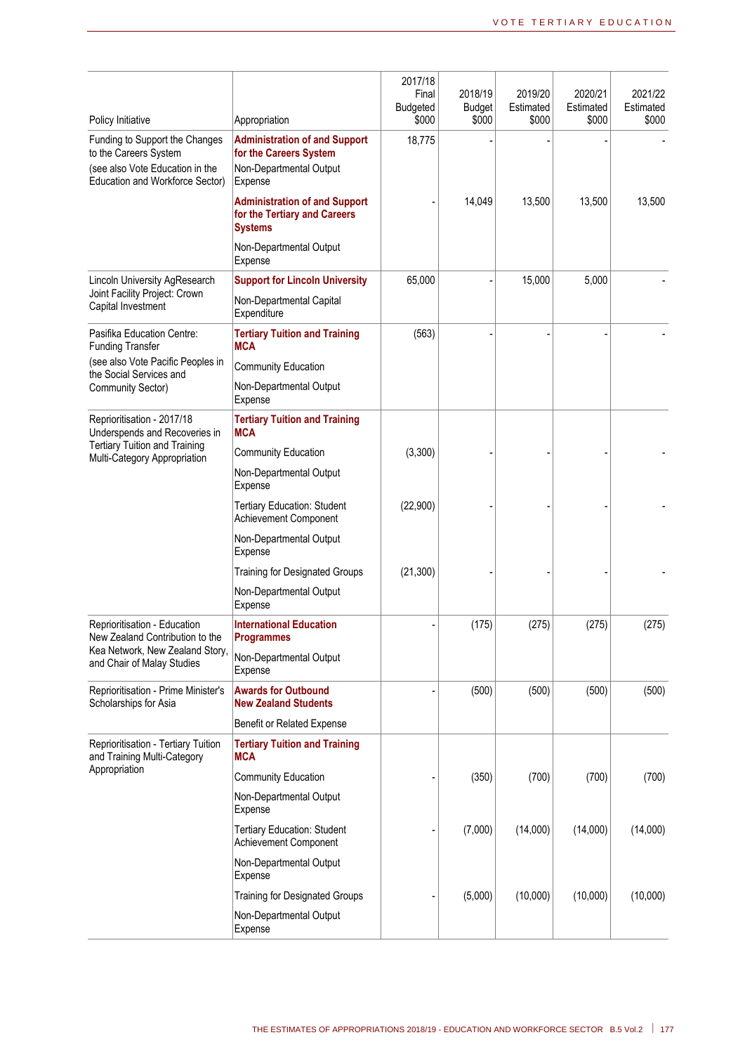| Policy Initiative | Appropriation | 2017/18 Final Budgeted $000 | 2018/19 Budget $000 | 2019/20 Estimated $000 | 2020/21 Estimated $000 | 2021/22 Estimated $000 |
|---|---|---|---|---|---|---|
| Funding to Support the Changes to the Careers System (see also Vote Education in the Education and Workforce Sector) | **Administration of and Support for the Careers System** Non-Departmental Output Expense | 18,775 | - | - | - | - |
| | **Administration of and Support for the Tertiary and Careers Systems** Non-Departmental Output Expense | - | 14,049 | 13,500 | 13,500 | 13,500 |
| Lincoln University AgResearch Joint Facility Project: Crown Capital Investment | **Support for Lincoln University** Non-Departmental Capital Expenditure | 65,000 | - | 15,000 | 5,000 | - |
| Pasifika Education Centre: Funding Transfer (see also Vote Pacific Peoples in the Social Services and Community Sector) | **Tertiary Tuition and Training MCA** Community Education Non-Departmental Output Expense | (563) | - | - | - | - |
| Reprioritisation - 2017/18 Underspends and Recoveries in Tertiary Tuition and Training Multi-Category Appropriation | **Tertiary Tuition and Training MCA** | | | | | |
| | Community Education Non-Departmental Output Expense | (3,300) | - | - | - | - |
| | Tertiary Education: Student Achievement Component Non-Departmental Output Expense | (22,900) | - | - | - | - |
| | Training for Designated Groups Non-Departmental Output Expense | (21,300) | - | - | - | - |
| Reprioritisation - Education New Zealand Contribution to the Kea Network, New Zealand Story, and Chair of Malay Studies | **International Education Programmes** Non-Departmental Output Expense | - | (175) | (275) | (275) | (275) |
| Reprioritisation - Prime Minister's Scholarships for Asia | **Awards for Outbound New Zealand Students** Benefit or Related Expense | - | (500) | (500) | (500) | (500) |
| Reprioritisation - Tertiary Tuition and Training Multi-Category Appropriation | **Tertiary Tuition and Training MCA** | | | | | |
| | Community Education Non-Departmental Output Expense | - | (350) | (700) | (700) | (700) |
| | Tertiary Education: Student Achievement Component Non-Departmental Output Expense | - | (7,000) | (14,000) | (14,000) | (14,000) |
| | Training for Designated Groups Non-Departmental Output Expense | - | (5,000) | (10,000) | (10,000) | (10,000) |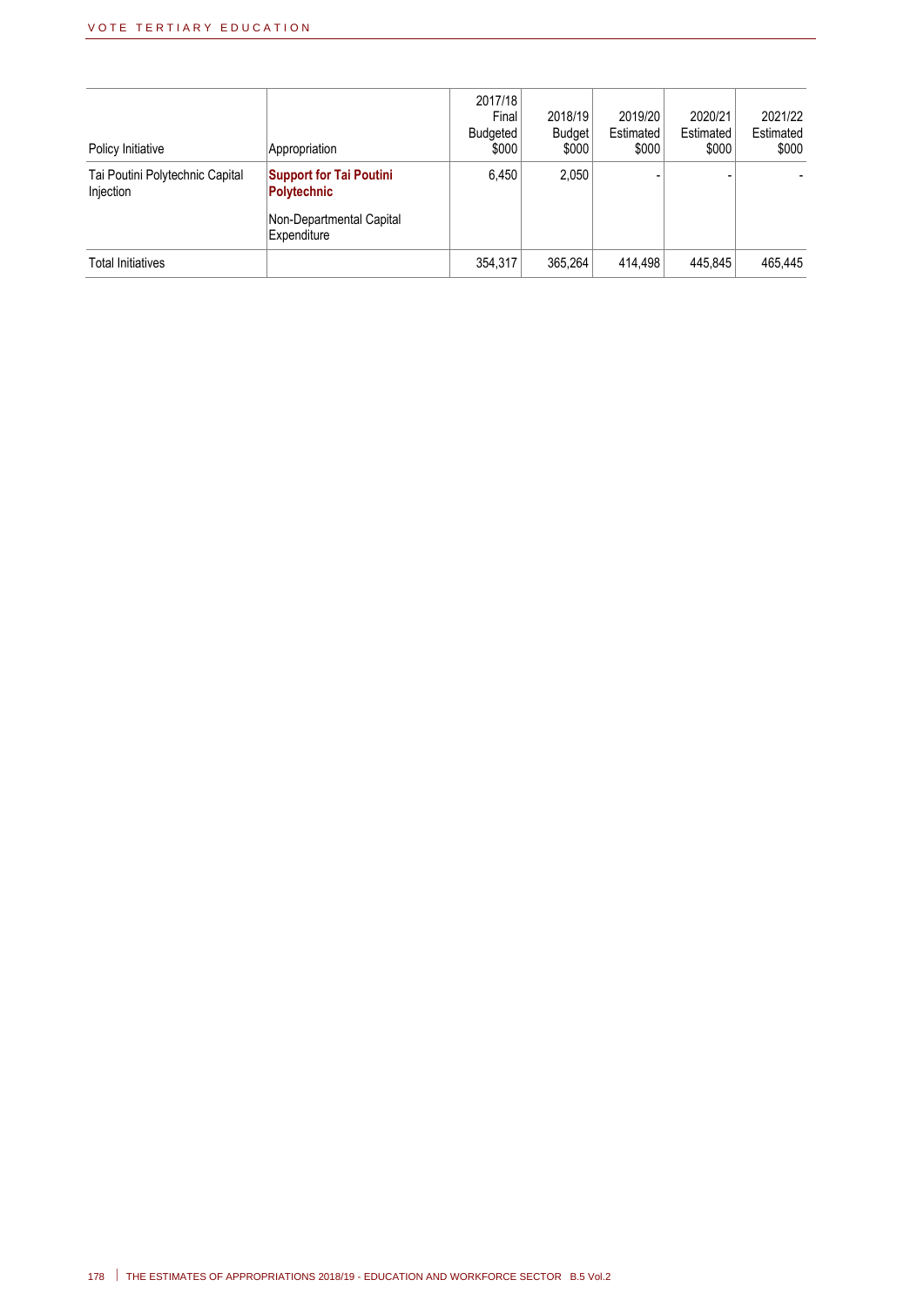| Policy Initiative | Appropriation | 2017/18 Final Budgeted $000 | 2018/19 Budget $000 | 2019/20 Estimated $000 | 2020/21 Estimated $000 | 2021/22 Estimated $000 |
|---|---|---|---|---|---|---|
| Tai Poutini Polytechnic Capital Injection | **Support for Tai Poutini Polytechnic**<br><br>Non-Departmental Capital Expenditure | 6,450 | 2,050 | - | - | - |
| Total Initiatives | | 354,317 | 365,264 | 414,498 | 445,845 | 465,445 |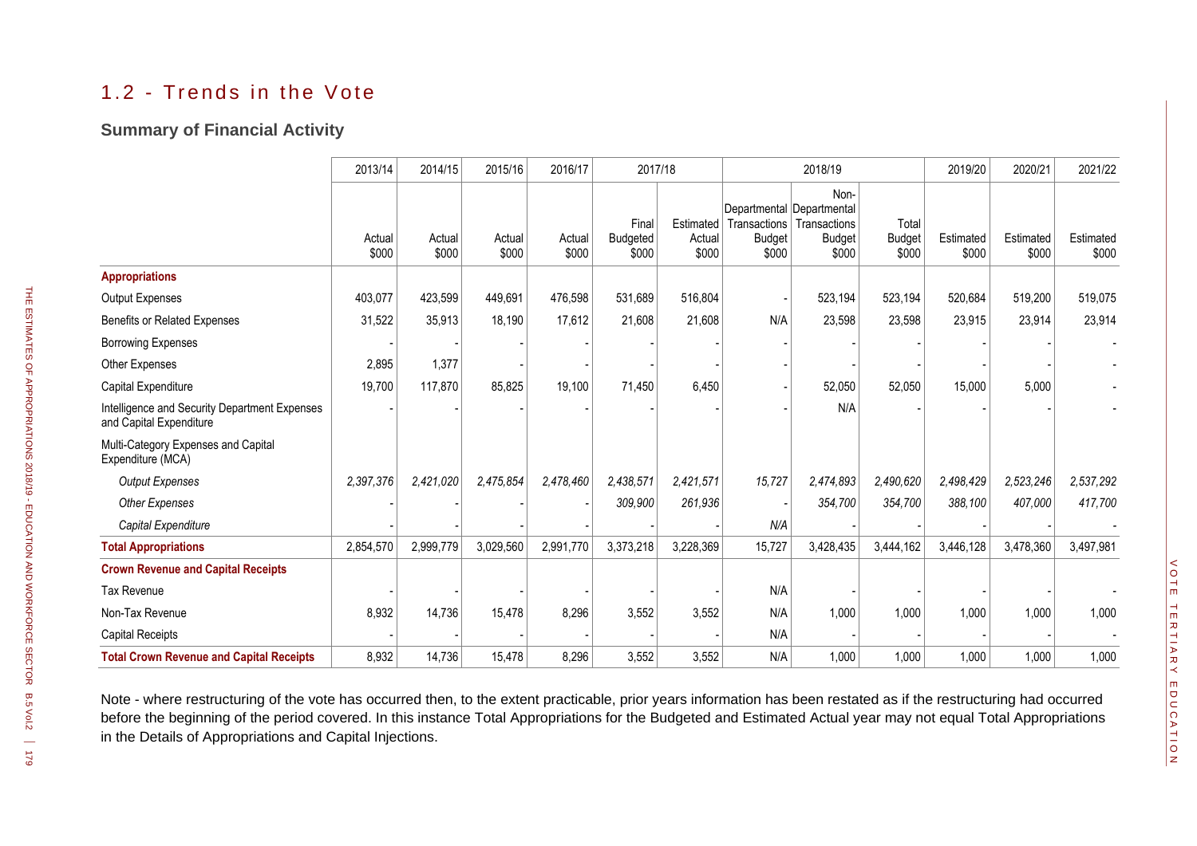## 1.2 - Trends in the Vote

### Summary of Financial Activity

| | 2013/14 | 2014/15 | 2015/16 | 2016/17 | 2017/18 | | 2018/19 | | | 2019/20 | 2020/21 | 2021/22 |
|---|---|---|---|---|---|---|---|---|---|---|---|---|
| | Actual $000 | Actual $000 | Actual $000 | Actual $000 | Final Budgeted $000 | Estimated Actual $000 | Departmental Transactions Budget $000 | Non-Departmental Transactions Budget $000 | Total Budget $000 | Estimated $000 | Estimated $000 | Estimated $000 |
| **Appropriations** | | | | | | | | | | | | |
| Output Expenses | 403,077 | 423,599 | 449,691 | 476,598 | 531,689 | 516,804 | - | 523,194 | 523,194 | 520,684 | 519,200 | 519,075 |
| Benefits or Related Expenses | 31,522 | 35,913 | 18,190 | 17,612 | 21,608 | 21,608 | N/A | 23,598 | 23,598 | 23,915 | 23,914 | 23,914 |
| Borrowing Expenses | - | - | - | - | - | - | - | - | - | - | - | - |
| Other Expenses | 2,895 | 1,377 | - | - | - | - | - | - | - | - | - | - |
| Capital Expenditure | 19,700 | 117,870 | 85,825 | 19,100 | 71,450 | 6,450 | - | 52,050 | 52,050 | 15,000 | 5,000 | - |
| Intelligence and Security Department Expenses and Capital Expenditure | - | - | - | - | - | - | - | N/A | - | - | - | - |
| Multi-Category Expenses and Capital Expenditure (MCA) | | | | | | | | | | | | |
| *Output Expenses* | *2,397,376* | *2,421,020* | *2,475,854* | *2,478,460* | *2,438,571* | *2,421,571* | *15,727* | *2,474,893* | *2,490,620* | *2,498,429* | *2,523,246* | *2,537,292* |
| *Other Expenses* | - | - | - | - | *309,900* | *261,936* | - | *354,700* | *354,700* | *388,100* | *407,000* | *417,700* |
| *Capital Expenditure* | - | - | - | - | - | - | *N/A* | - | - | - | - | - |
| **Total Appropriations** | 2,854,570 | 2,999,779 | 3,029,560 | 2,991,770 | 3,373,218 | 3,228,369 | 15,727 | 3,428,435 | 3,444,162 | 3,446,128 | 3,478,360 | 3,497,981 |
| **Crown Revenue and Capital Receipts** | | | | | | | | | | | | |
| Tax Revenue | - | - | - | - | - | - | N/A | - | - | - | - | - |
| Non-Tax Revenue | 8,932 | 14,736 | 15,478 | 8,296 | 3,552 | 3,552 | N/A | 1,000 | 1,000 | 1,000 | 1,000 | 1,000 |
| Capital Receipts | - | - | - | - | - | - | N/A | - | - | - | - | - |
| **Total Crown Revenue and Capital Receipts** | 8,932 | 14,736 | 15,478 | 8,296 | 3,552 | 3,552 | N/A | 1,000 | 1,000 | 1,000 | 1,000 | 1,000 |

Note - where restructuring of the vote has occurred then, to the extent practicable, prior years information has been restated as if the restructuring had occurred before the beginning of the period covered. In this instance Total Appropriations for the Budgeted and Estimated Actual year may not equal Total Appropriations in the Details of Appropriations and Capital Injections.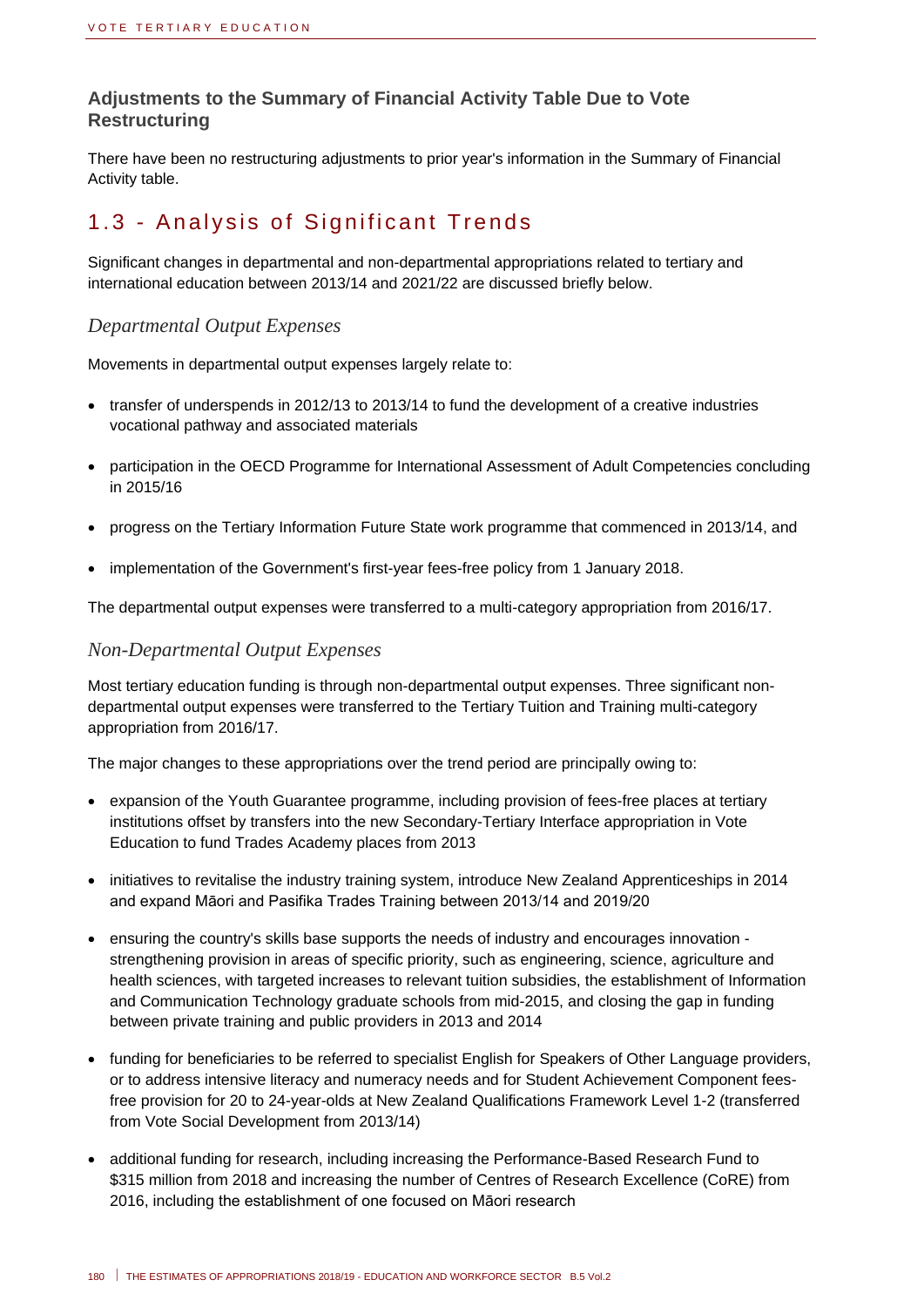### Adjustments to the Summary of Financial Activity Table Due to Vote Restructuring

There have been no restructuring adjustments to prior year's information in the Summary of Financial Activity table.

## 1.3 - Analysis of Significant Trends

Significant changes in departmental and non-departmental appropriations related to tertiary and international education between 2013/14 and 2021/22 are discussed briefly below.

### *Departmental Output Expenses*

Movements in departmental output expenses largely relate to:

- transfer of underspends in 2012/13 to 2013/14 to fund the development of a creative industries vocational pathway and associated materials
- participation in the OECD Programme for International Assessment of Adult Competencies concluding in 2015/16
- progress on the Tertiary Information Future State work programme that commenced in 2013/14, and
- implementation of the Government's first-year fees-free policy from 1 January 2018.

The departmental output expenses were transferred to a multi-category appropriation from 2016/17.

### *Non-Departmental Output Expenses*

Most tertiary education funding is through non-departmental output expenses. Three significant non-departmental output expenses were transferred to the Tertiary Tuition and Training multi-category appropriation from 2016/17.

The major changes to these appropriations over the trend period are principally owing to:

- expansion of the Youth Guarantee programme, including provision of fees-free places at tertiary institutions offset by transfers into the new Secondary-Tertiary Interface appropriation in Vote Education to fund Trades Academy places from 2013
- initiatives to revitalise the industry training system, introduce New Zealand Apprenticeships in 2014 and expand Māori and Pasifika Trades Training between 2013/14 and 2019/20
- ensuring the country's skills base supports the needs of industry and encourages innovation - strengthening provision in areas of specific priority, such as engineering, science, agriculture and health sciences, with targeted increases to relevant tuition subsidies, the establishment of Information and Communication Technology graduate schools from mid-2015, and closing the gap in funding between private training and public providers in 2013 and 2014
- funding for beneficiaries to be referred to specialist English for Speakers of Other Language providers, or to address intensive literacy and numeracy needs and for Student Achievement Component fees-free provision for 20 to 24-year-olds at New Zealand Qualifications Framework Level 1-2 (transferred from Vote Social Development from 2013/14)
- additional funding for research, including increasing the Performance-Based Research Fund to $315 million from 2018 and increasing the number of Centres of Research Excellence (CoRE) from 2016, including the establishment of one focused on Māori research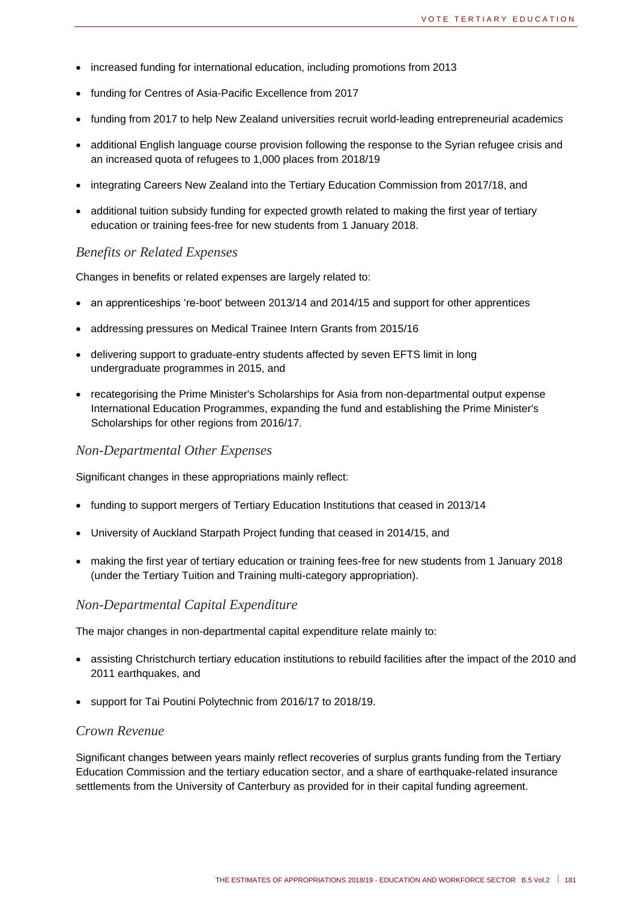- increased funding for international education, including promotions from 2013
- funding for Centres of Asia-Pacific Excellence from 2017
- funding from 2017 to help New Zealand universities recruit world-leading entrepreneurial academics
- additional English language course provision following the response to the Syrian refugee crisis and an increased quota of refugees to 1,000 places from 2018/19
- integrating Careers New Zealand into the Tertiary Education Commission from 2017/18, and
- additional tuition subsidy funding for expected growth related to making the first year of tertiary education or training fees-free for new students from 1 January 2018.

### *Benefits or Related Expenses*

Changes in benefits or related expenses are largely related to:

- an apprenticeships 're-boot' between 2013/14 and 2014/15 and support for other apprentices
- addressing pressures on Medical Trainee Intern Grants from 2015/16
- delivering support to graduate-entry students affected by seven EFTS limit in long undergraduate programmes in 2015, and
- recategorising the Prime Minister's Scholarships for Asia from non-departmental output expense International Education Programmes, expanding the fund and establishing the Prime Minister's Scholarships for other regions from 2016/17.

### *Non-Departmental Other Expenses*

Significant changes in these appropriations mainly reflect:

- funding to support mergers of Tertiary Education Institutions that ceased in 2013/14
- University of Auckland Starpath Project funding that ceased in 2014/15, and
- making the first year of tertiary education or training fees-free for new students from 1 January 2018 (under the Tertiary Tuition and Training multi-category appropriation).

### *Non-Departmental Capital Expenditure*

The major changes in non-departmental capital expenditure relate mainly to:

- assisting Christchurch tertiary education institutions to rebuild facilities after the impact of the 2010 and 2011 earthquakes, and
- support for Tai Poutini Polytechnic from 2016/17 to 2018/19.

### *Crown Revenue*

Significant changes between years mainly reflect recoveries of surplus grants funding from the Tertiary Education Commission and the tertiary education sector, and a share of earthquake-related insurance settlements from the University of Canterbury as provided for in their capital funding agreement.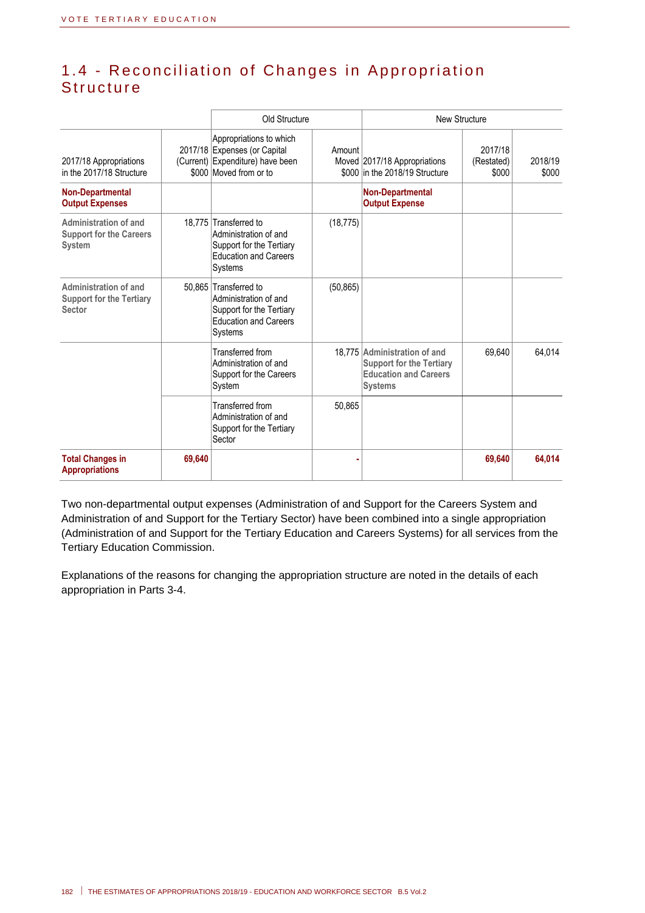## 1.4 - Reconciliation of Changes in Appropriation Structure

| | Old Structure | | | New Structure | | |
|---|---|---|---|---|---|---|
| 2017/18 Appropriations in the 2017/18 Structure | 2017/18 (Current) $000 | Appropriations to which Expenses (or Capital Expenditure) have been Moved from or to | Amount Moved $000 | 2017/18 Appropriations in the 2018/19 Structure | 2017/18 (Restated) $000 | 2018/19 $000 |
| **Non-Departmental Output Expenses** | | | | **Non-Departmental Output Expense** | | |
| **Administration of and Support for the Careers System** | 18,775 | Transferred to Administration of and Support for the Tertiary Education and Careers Systems | (18,775) | | | |
| **Administration of and Support for the Tertiary Sector** | 50,865 | Transferred to Administration of and Support for the Tertiary Education and Careers Systems | (50,865) | | | |
| | | Transferred from Administration of and Support for the Careers System | 18,775 | **Administration of and Support for the Tertiary Education and Careers Systems** | 69,640 | 64,014 |
| | | Transferred from Administration of and Support for the Tertiary Sector | 50,865 | | | |
| **Total Changes in Appropriations** | **69,640** | | **-** | | **69,640** | **64,014** |

Two non-departmental output expenses (Administration of and Support for the Careers System and Administration of and Support for the Tertiary Sector) have been combined into a single appropriation (Administration of and Support for the Tertiary Education and Careers Systems) for all services from the Tertiary Education Commission.

Explanations of the reasons for changing the appropriation structure are noted in the details of each appropriation in Parts 3-4.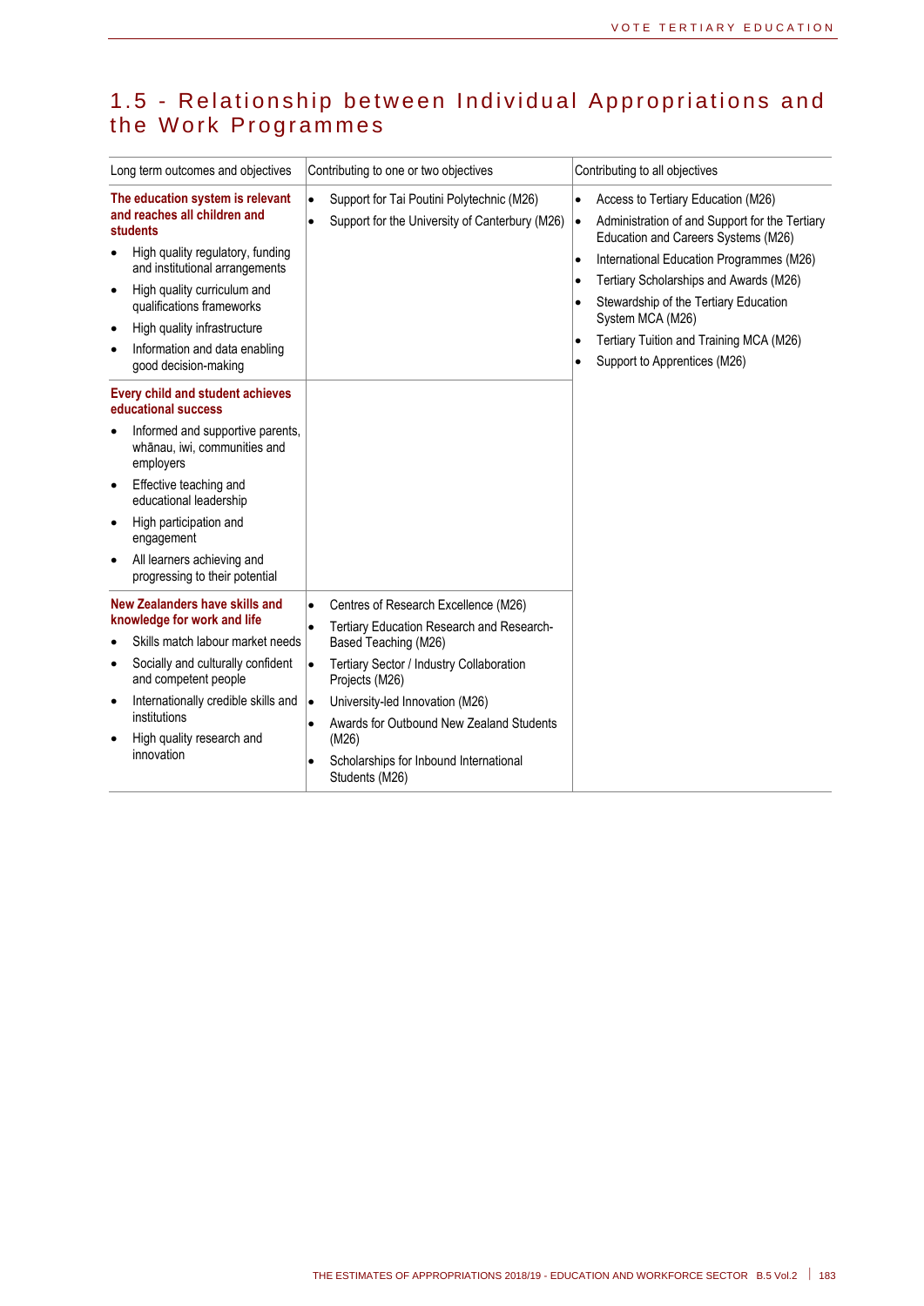## 1.5 - Relationship between Individual Appropriations and the Work Programmes

| Long term outcomes and objectives | Contributing to one or two objectives | Contributing to all objectives |
|---|---|---|
| **The education system is relevant and reaches all children and students**<br>• High quality regulatory, funding and institutional arrangements<br>• High quality curriculum and qualifications frameworks<br>• High quality infrastructure<br>• Information and data enabling good decision-making | • Support for Tai Poutini Polytechnic (M26)<br>• Support for the University of Canterbury (M26) | • Access to Tertiary Education (M26)<br>• Administration of and Support for the Tertiary Education and Careers Systems (M26)<br>• International Education Programmes (M26)<br>• Tertiary Scholarships and Awards (M26)<br>• Stewardship of the Tertiary Education System MCA (M26)<br>• Tertiary Tuition and Training MCA (M26)<br>• Support to Apprentices (M26) |
| **Every child and student achieves educational success**<br>• Informed and supportive parents, whānau, iwi, communities and employers<br>• Effective teaching and educational leadership<br>• High participation and engagement<br>• All learners achieving and progressing to their potential | | |
| **New Zealanders have skills and knowledge for work and life**<br>• Skills match labour market needs<br>• Socially and culturally confident and competent people<br>• Internationally credible skills and institutions<br>• High quality research and innovation | • Centres of Research Excellence (M26)<br>• Tertiary Education Research and Research-Based Teaching (M26)<br>• Tertiary Sector / Industry Collaboration Projects (M26)<br>• University-led Innovation (M26)<br>• Awards for Outbound New Zealand Students (M26)<br>• Scholarships for Inbound International Students (M26) | |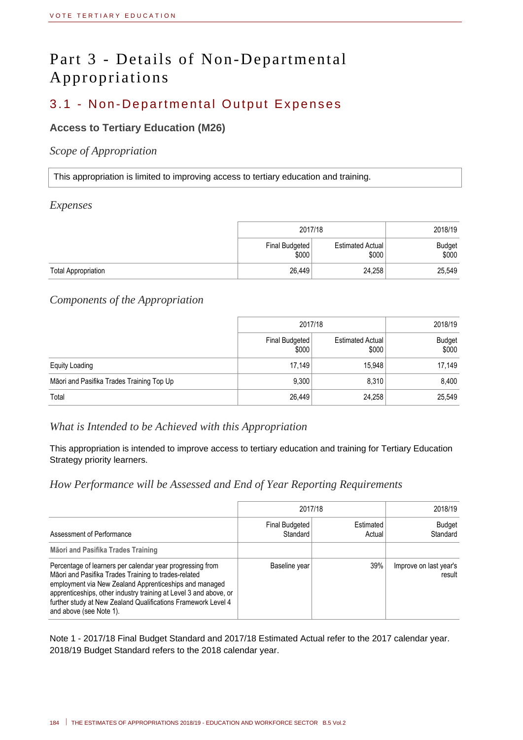# Part 3 - Details of Non-Departmental Appropriations

## 3.1 - Non-Departmental Output Expenses

### Access to Tertiary Education (M26)

*Scope of Appropriation*

This appropriation is limited to improving access to tertiary education and training.

*Expenses*

| | 2017/18 | | 2018/19 |
|---|---|---|---|
| | Final Budgeted $000 | Estimated Actual $000 | Budget $000 |
| Total Appropriation | 26,449 | 24,258 | 25,549 |

*Components of the Appropriation*

| | 2017/18 | | 2018/19 |
|---|---|---|---|
| | Final Budgeted $000 | Estimated Actual $000 | Budget $000 |
| Equity Loading | 17,149 | 15,948 | 17,149 |
| Māori and Pasifika Trades Training Top Up | 9,300 | 8,310 | 8,400 |
| Total | 26,449 | 24,258 | 25,549 |

*What is Intended to be Achieved with this Appropriation*

This appropriation is intended to improve access to tertiary education and training for Tertiary Education Strategy priority learners.

*How Performance will be Assessed and End of Year Reporting Requirements*

| | 2017/18 | | 2018/19 |
|---|---|---|---|
| Assessment of Performance | Final Budgeted Standard | Estimated Actual | Budget Standard |
| **Māori and Pasifika Trades Training** | | | |
| Percentage of learners per calendar year progressing from Māori and Pasifika Trades Training to trades-related employment via New Zealand Apprenticeships and managed apprenticeships, other industry training at Level 3 and above, or further study at New Zealand Qualifications Framework Level 4 and above (see Note 1). | Baseline year | 39% | Improve on last year's result |

Note 1 - 2017/18 Final Budget Standard and 2017/18 Estimated Actual refer to the 2017 calendar year. 2018/19 Budget Standard refers to the 2018 calendar year.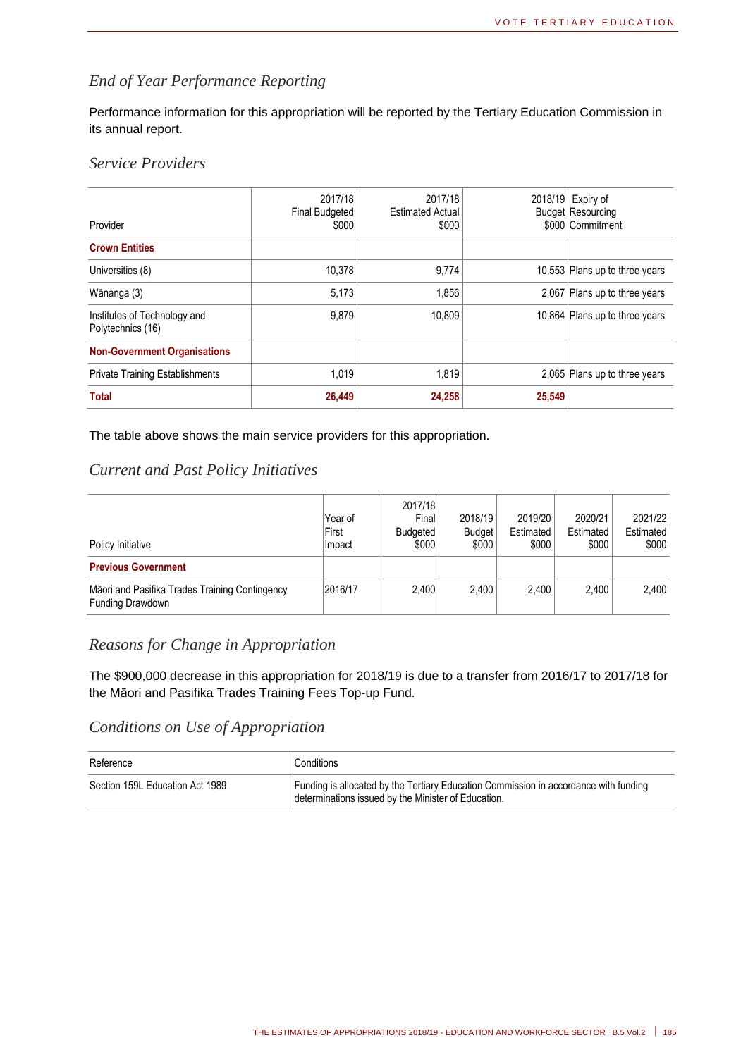### End of Year Performance Reporting

Performance information for this appropriation will be reported by the Tertiary Education Commission in its annual report.

### Service Providers

| Provider | 2017/18 Final Budgeted $000 | 2017/18 Estimated Actual $000 | 2018/19 Budget $000 | Expiry of Resourcing Commitment |
|---|---|---|---|---|
| **Crown Entities** | | | | |
| Universities (8) | 10,378 | 9,774 | 10,553 | Plans up to three years |
| Wānanga (3) | 5,173 | 1,856 | 2,067 | Plans up to three years |
| Institutes of Technology and Polytechnics (16) | 9,879 | 10,809 | 10,864 | Plans up to three years |
| **Non-Government Organisations** | | | | |
| Private Training Establishments | 1,019 | 1,819 | 2,065 | Plans up to three years |
| **Total** | **26,449** | **24,258** | **25,549** | |

The table above shows the main service providers for this appropriation.

### Current and Past Policy Initiatives

| Policy Initiative | Year of First Impact | 2017/18 Final Budgeted $000 | 2018/19 Budget $000 | 2019/20 Estimated $000 | 2020/21 Estimated $000 | 2021/22 Estimated $000 |
|---|---|---|---|---|---|---|
| **Previous Government** | | | | | | |
| Māori and Pasifika Trades Training Contingency Funding Drawdown | 2016/17 | 2,400 | 2,400 | 2,400 | 2,400 | 2,400 |

### Reasons for Change in Appropriation

The $900,000 decrease in this appropriation for 2018/19 is due to a transfer from 2016/17 to 2017/18 for the Māori and Pasifika Trades Training Fees Top-up Fund.

### Conditions on Use of Appropriation

| Reference | Conditions |
|---|---|
| Section 159L Education Act 1989 | Funding is allocated by the Tertiary Education Commission in accordance with funding determinations issued by the Minister of Education. |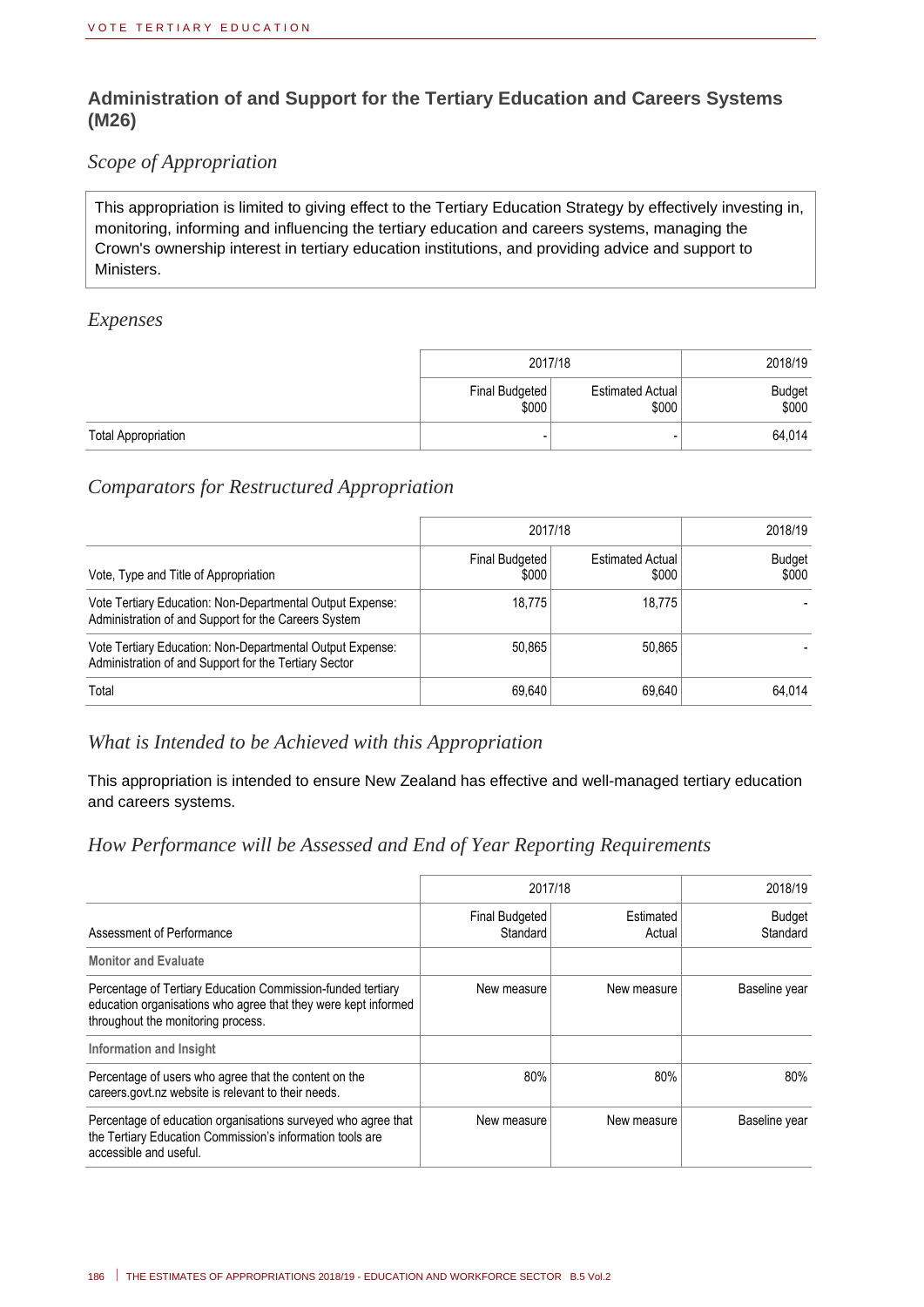## Administration of and Support for the Tertiary Education and Careers Systems (M26)

### *Scope of Appropriation*

This appropriation is limited to giving effect to the Tertiary Education Strategy by effectively investing in, monitoring, informing and influencing the tertiary education and careers systems, managing the Crown's ownership interest in tertiary education institutions, and providing advice and support to Ministers.

### *Expenses*

| | 2017/18 | | 2018/19 |
|---|---|---|---|
| | Final Budgeted $000 | Estimated Actual $000 | Budget $000 |
| Total Appropriation | - | - | 64,014 |

### *Comparators for Restructured Appropriation*

| | 2017/18 | | 2018/19 |
|---|---|---|---|
| Vote, Type and Title of Appropriation | Final Budgeted $000 | Estimated Actual $000 | Budget $000 |
| Vote Tertiary Education: Non-Departmental Output Expense: Administration of and Support for the Careers System | 18,775 | 18,775 | - |
| Vote Tertiary Education: Non-Departmental Output Expense: Administration of and Support for the Tertiary Sector | 50,865 | 50,865 | - |
| Total | 69,640 | 69,640 | 64,014 |

### *What is Intended to be Achieved with this Appropriation*

This appropriation is intended to ensure New Zealand has effective and well-managed tertiary education and careers systems.

### *How Performance will be Assessed and End of Year Reporting Requirements*

| | 2017/18 | | 2018/19 |
|---|---|---|---|
| Assessment of Performance | Final Budgeted Standard | Estimated Actual | Budget Standard |
| **Monitor and Evaluate** | | | |
| Percentage of Tertiary Education Commission-funded tertiary education organisations who agree that they were kept informed throughout the monitoring process. | New measure | New measure | Baseline year |
| **Information and Insight** | | | |
| Percentage of users who agree that the content on the careers.govt.nz website is relevant to their needs. | 80% | 80% | 80% |
| Percentage of education organisations surveyed who agree that the Tertiary Education Commission's information tools are accessible and useful. | New measure | New measure | Baseline year |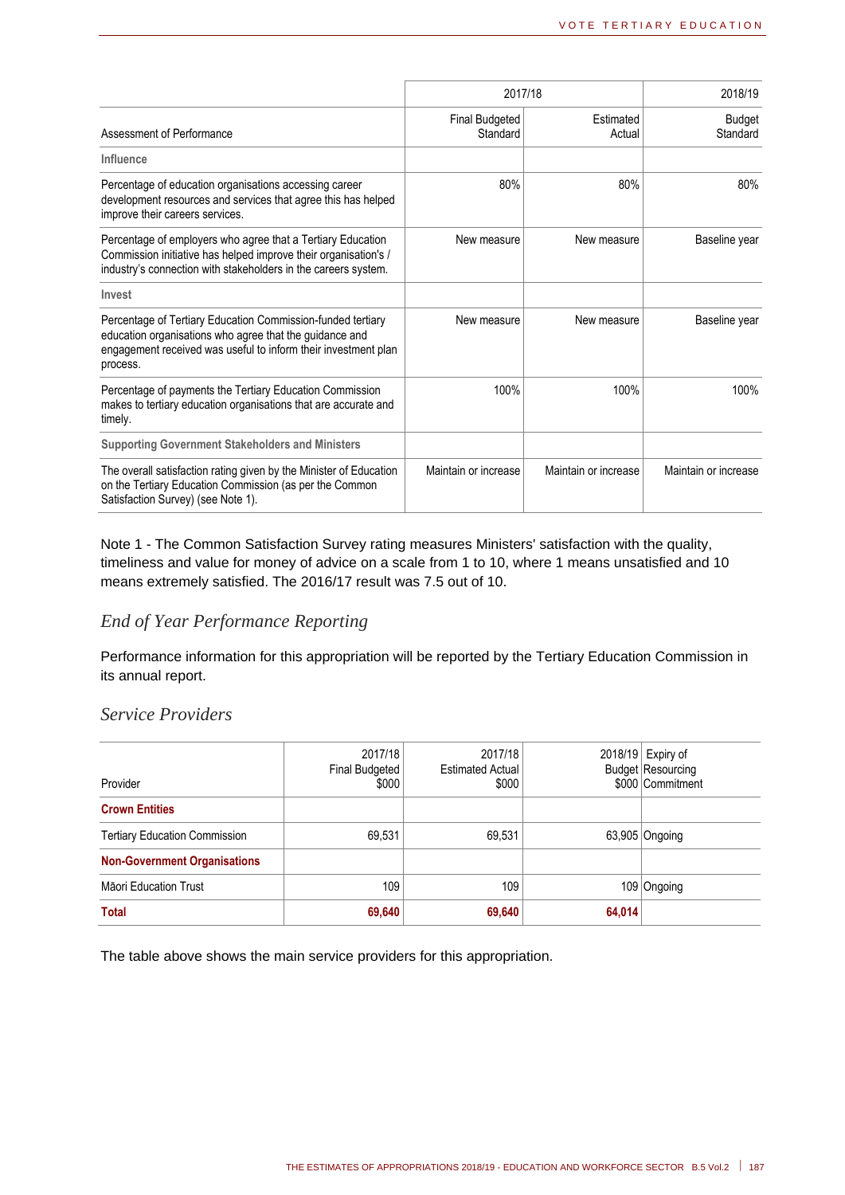| Assessment of Performance | 2017/18 Final Budgeted Standard | 2017/18 Estimated Actual | 2018/19 Budget Standard |
|---|---|---|---|
| **Influence** | | | |
| Percentage of education organisations accessing career development resources and services that agree this has helped improve their careers services. | 80% | 80% | 80% |
| Percentage of employers who agree that a Tertiary Education Commission initiative has helped improve their organisation's / industry's connection with stakeholders in the careers system. | New measure | New measure | Baseline year |
| **Invest** | | | |
| Percentage of Tertiary Education Commission-funded tertiary education organisations who agree that the guidance and engagement received was useful to inform their investment plan process. | New measure | New measure | Baseline year |
| Percentage of payments the Tertiary Education Commission makes to tertiary education organisations that are accurate and timely. | 100% | 100% | 100% |
| **Supporting Government Stakeholders and Ministers** | | | |
| The overall satisfaction rating given by the Minister of Education on the Tertiary Education Commission (as per the Common Satisfaction Survey) (see Note 1). | Maintain or increase | Maintain or increase | Maintain or increase |

Note 1 - The Common Satisfaction Survey rating measures Ministers' satisfaction with the quality, timeliness and value for money of advice on a scale from 1 to 10, where 1 means unsatisfied and 10 means extremely satisfied. The 2016/17 result was 7.5 out of 10.

### *End of Year Performance Reporting*

Performance information for this appropriation will be reported by the Tertiary Education Commission in its annual report.

### *Service Providers*

| Provider | 2017/18 Final Budgeted $000 | 2017/18 Estimated Actual $000 | 2018/19 Budget $000 | Expiry of Resourcing Commitment |
|---|---|---|---|---|
| **Crown Entities** | | | | |
| Tertiary Education Commission | 69,531 | 69,531 | 63,905 | Ongoing |
| **Non-Government Organisations** | | | | |
| Māori Education Trust | 109 | 109 | 109 | Ongoing |
| **Total** | **69,640** | **69,640** | **64,014** | |

The table above shows the main service providers for this appropriation.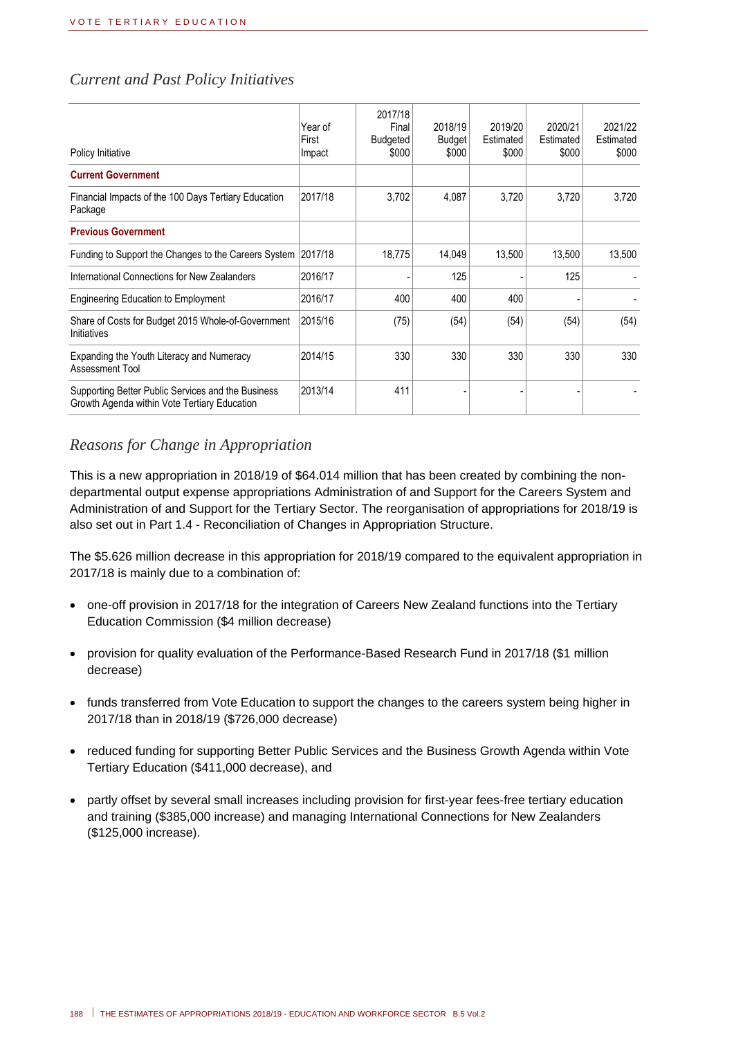## Current and Past Policy Initiatives

| Policy Initiative | Year of First Impact | 2017/18 Final Budgeted $000 | 2018/19 Budget $000 | 2019/20 Estimated $000 | 2020/21 Estimated $000 | 2021/22 Estimated $000 |
|---|---|---|---|---|---|---|
| **Current Government** | | | | | | |
| Financial Impacts of the 100 Days Tertiary Education Package | 2017/18 | 3,702 | 4,087 | 3,720 | 3,720 | 3,720 |
| **Previous Government** | | | | | | |
| Funding to Support the Changes to the Careers System | 2017/18 | 18,775 | 14,049 | 13,500 | 13,500 | 13,500 |
| International Connections for New Zealanders | 2016/17 | - | 125 | - | 125 | - |
| Engineering Education to Employment | 2016/17 | 400 | 400 | 400 | - | - |
| Share of Costs for Budget 2015 Whole-of-Government Initiatives | 2015/16 | (75) | (54) | (54) | (54) | (54) |
| Expanding the Youth Literacy and Numeracy Assessment Tool | 2014/15 | 330 | 330 | 330 | 330 | 330 |
| Supporting Better Public Services and the Business Growth Agenda within Vote Tertiary Education | 2013/14 | 411 | - | - | - | - |

## Reasons for Change in Appropriation

This is a new appropriation in 2018/19 of $64.014 million that has been created by combining the non-departmental output expense appropriations Administration of and Support for the Careers System and Administration of and Support for the Tertiary Sector. The reorganisation of appropriations for 2018/19 is also set out in Part 1.4 - Reconciliation of Changes in Appropriation Structure.

The $5.626 million decrease in this appropriation for 2018/19 compared to the equivalent appropriation in 2017/18 is mainly due to a combination of:

- one-off provision in 2017/18 for the integration of Careers New Zealand functions into the Tertiary Education Commission ($4 million decrease)
- provision for quality evaluation of the Performance-Based Research Fund in 2017/18 ($1 million decrease)
- funds transferred from Vote Education to support the changes to the careers system being higher in 2017/18 than in 2018/19 ($726,000 decrease)
- reduced funding for supporting Better Public Services and the Business Growth Agenda within Vote Tertiary Education ($411,000 decrease), and
- partly offset by several small increases including provision for first-year fees-free tertiary education and training ($385,000 increase) and managing International Connections for New Zealanders ($125,000 increase).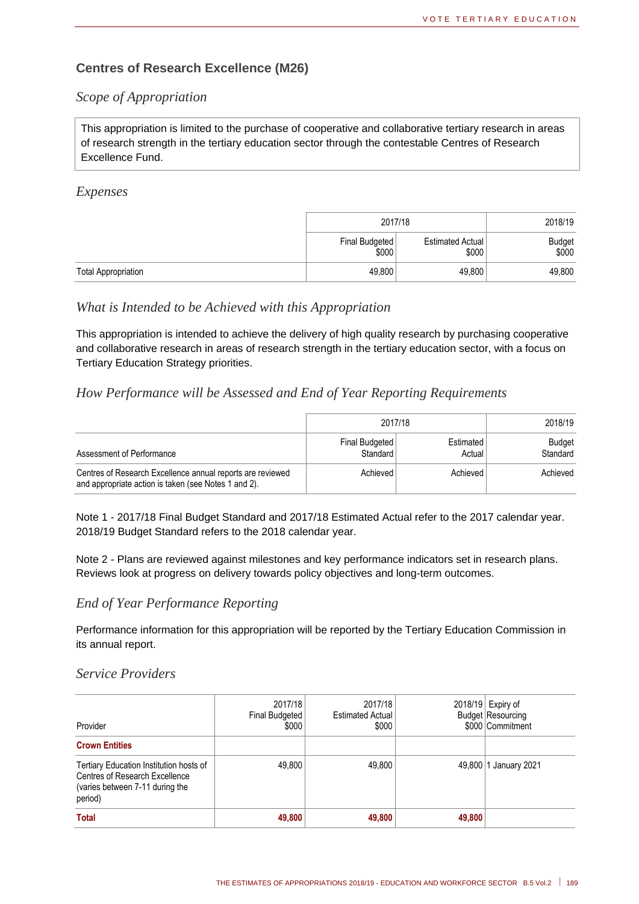## Centres of Research Excellence (M26)

### *Scope of Appropriation*

This appropriation is limited to the purchase of cooperative and collaborative tertiary research in areas of research strength in the tertiary education sector through the contestable Centres of Research Excellence Fund.

### *Expenses*

| | 2017/18 | | 2018/19 |
|---|---|---|---|
| | Final Budgeted $000 | Estimated Actual $000 | Budget $000 |
| Total Appropriation | 49,800 | 49,800 | 49,800 |

### *What is Intended to be Achieved with this Appropriation*

This appropriation is intended to achieve the delivery of high quality research by purchasing cooperative and collaborative research in areas of research strength in the tertiary education sector, with a focus on Tertiary Education Strategy priorities.

### *How Performance will be Assessed and End of Year Reporting Requirements*

| | 2017/18 | | 2018/19 |
|---|---|---|---|
| Assessment of Performance | Final Budgeted Standard | Estimated Actual | Budget Standard |
| Centres of Research Excellence annual reports are reviewed and appropriate action is taken (see Notes 1 and 2). | Achieved | Achieved | Achieved |

Note 1 - 2017/18 Final Budget Standard and 2017/18 Estimated Actual refer to the 2017 calendar year. 2018/19 Budget Standard refers to the 2018 calendar year.

Note 2 - Plans are reviewed against milestones and key performance indicators set in research plans. Reviews look at progress on delivery towards policy objectives and long-term outcomes.

### *End of Year Performance Reporting*

Performance information for this appropriation will be reported by the Tertiary Education Commission in its annual report.

### *Service Providers*

| Provider | 2017/18 Final Budgeted $000 | 2017/18 Estimated Actual $000 | 2018/19 Budget $000 | Expiry of Resourcing Commitment |
|---|---|---|---|---|
| **Crown Entities** | | | | |
| Tertiary Education Institution hosts of Centres of Research Excellence (varies between 7-11 during the period) | 49,800 | 49,800 | 49,800 | 1 January 2021 |
| **Total** | **49,800** | **49,800** | **49,800** | |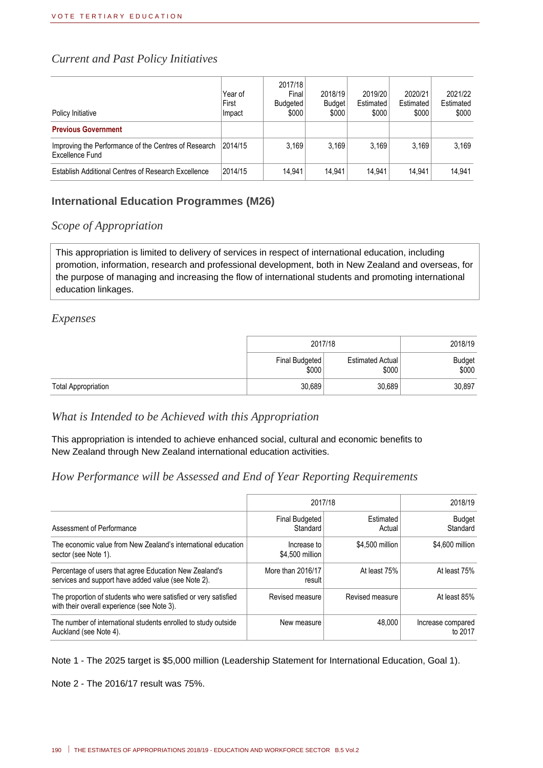### Current and Past Policy Initiatives

| Policy Initiative | Year of First Impact | 2017/18 Final Budgeted $000 | 2018/19 Budget $000 | 2019/20 Estimated $000 | 2020/21 Estimated $000 | 2021/22 Estimated $000 |
|---|---|---|---|---|---|---|
| **Previous Government** | | | | | | |
| Improving the Performance of the Centres of Research Excellence Fund | 2014/15 | 3,169 | 3,169 | 3,169 | 3,169 | 3,169 |
| Establish Additional Centres of Research Excellence | 2014/15 | 14,941 | 14,941 | 14,941 | 14,941 | 14,941 |

## International Education Programmes (M26)

### Scope of Appropriation

This appropriation is limited to delivery of services in respect of international education, including promotion, information, research and professional development, both in New Zealand and overseas, for the purpose of managing and increasing the flow of international students and promoting international education linkages.

### Expenses

| | 2017/18 | | 2018/19 |
|---|---|---|---|
| | Final Budgeted $000 | Estimated Actual $000 | Budget $000 |
| Total Appropriation | 30,689 | 30,689 | 30,897 |

### What is Intended to be Achieved with this Appropriation

This appropriation is intended to achieve enhanced social, cultural and economic benefits to New Zealand through New Zealand international education activities.

### How Performance will be Assessed and End of Year Reporting Requirements

| | 2017/18 | | 2018/19 |
|---|---|---|---|
| Assessment of Performance | Final Budgeted Standard | Estimated Actual | Budget Standard |
| The economic value from New Zealand's international education sector (see Note 1). | Increase to $4,500 million | $4,500 million | $4,600 million |
| Percentage of users that agree Education New Zealand's services and support have added value (see Note 2). | More than 2016/17 result | At least 75% | At least 75% |
| The proportion of students who were satisfied or very satisfied with their overall experience (see Note 3). | Revised measure | Revised measure | At least 85% |
| The number of international students enrolled to study outside Auckland (see Note 4). | New measure | 48,000 | Increase compared to 2017 |

Note 1 - The 2025 target is $5,000 million (Leadership Statement for International Education, Goal 1).

Note 2 - The 2016/17 result was 75%.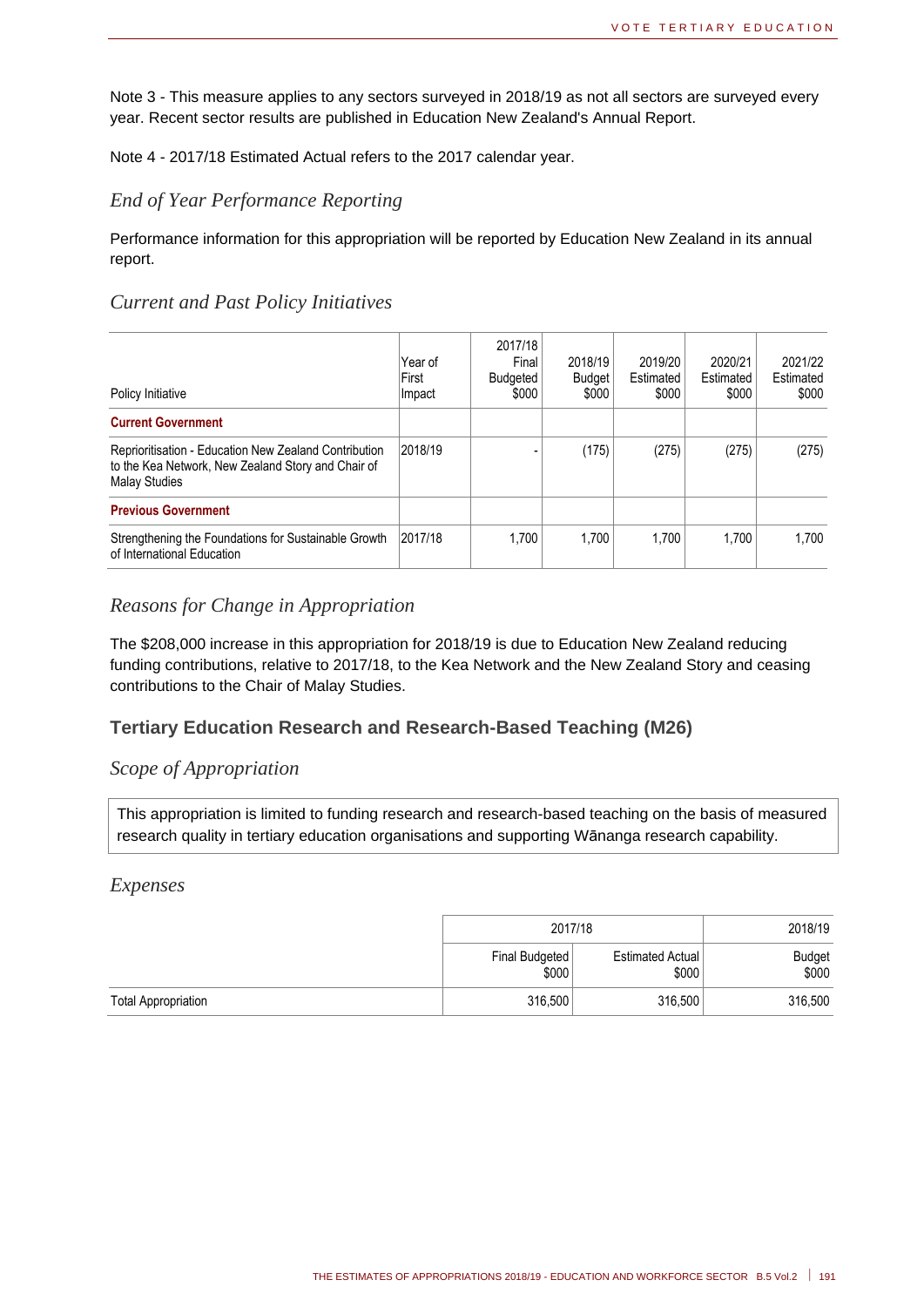Note 3 - This measure applies to any sectors surveyed in 2018/19 as not all sectors are surveyed every year. Recent sector results are published in Education New Zealand's Annual Report.

Note 4 - 2017/18 Estimated Actual refers to the 2017 calendar year.

### *End of Year Performance Reporting*

Performance information for this appropriation will be reported by Education New Zealand in its annual report.

### *Current and Past Policy Initiatives*

| Policy Initiative | Year of First Impact | 2017/18 Final Budgeted $000 | 2018/19 Budget $000 | 2019/20 Estimated $000 | 2020/21 Estimated $000 | 2021/22 Estimated $000 |
|---|---|---|---|---|---|---|
| **Current Government** | | | | | | |
| Reprioritisation - Education New Zealand Contribution to the Kea Network, New Zealand Story and Chair of Malay Studies | 2018/19 | - | (175) | (275) | (275) | (275) |
| **Previous Government** | | | | | | |
| Strengthening the Foundations for Sustainable Growth of International Education | 2017/18 | 1,700 | 1,700 | 1,700 | 1,700 | 1,700 |

### *Reasons for Change in Appropriation*

The $208,000 increase in this appropriation for 2018/19 is due to Education New Zealand reducing funding contributions, relative to 2017/18, to the Kea Network and the New Zealand Story and ceasing contributions to the Chair of Malay Studies.

## Tertiary Education Research and Research-Based Teaching (M26)

### *Scope of Appropriation*

This appropriation is limited to funding research and research-based teaching on the basis of measured research quality in tertiary education organisations and supporting Wānanga research capability.

### *Expenses*

| | 2017/18 | | 2018/19 |
|---|---|---|---|
| | Final Budgeted $000 | Estimated Actual $000 | Budget $000 |
| Total Appropriation | 316,500 | 316,500 | 316,500 |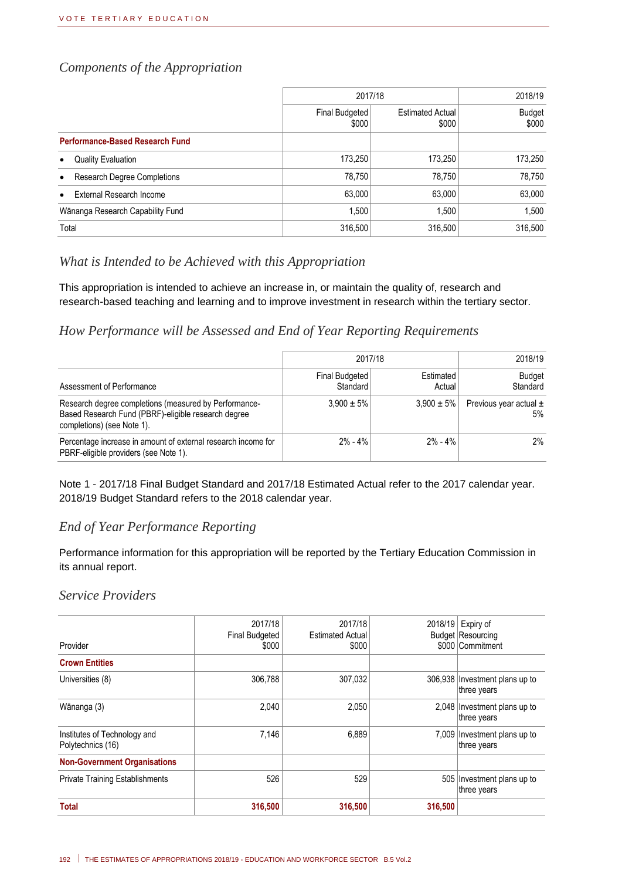### Components of the Appropriation

| | 2017/18 | | 2018/19 |
|---|---|---|---|
| | Final Budgeted $000 | Estimated Actual $000 | Budget $000 |
| **Performance-Based Research Fund** | | | |
| • Quality Evaluation | 173,250 | 173,250 | 173,250 |
| • Research Degree Completions | 78,750 | 78,750 | 78,750 |
| • External Research Income | 63,000 | 63,000 | 63,000 |
| Wānanga Research Capability Fund | 1,500 | 1,500 | 1,500 |
| Total | 316,500 | 316,500 | 316,500 |

### What is Intended to be Achieved with this Appropriation

This appropriation is intended to achieve an increase in, or maintain the quality of, research and research-based teaching and learning and to improve investment in research within the tertiary sector.

### How Performance will be Assessed and End of Year Reporting Requirements

| | 2017/18 | | 2018/19 |
|---|---|---|---|
| Assessment of Performance | Final Budgeted Standard | Estimated Actual | Budget Standard |
| Research degree completions (measured by Performance-Based Research Fund (PBRF)-eligible research degree completions) (see Note 1). | 3,900 ± 5% | 3,900 ± 5% | Previous year actual ± 5% |
| Percentage increase in amount of external research income for PBRF-eligible providers (see Note 1). | 2% - 4% | 2% - 4% | 2% |

Note 1 - 2017/18 Final Budget Standard and 2017/18 Estimated Actual refer to the 2017 calendar year. 2018/19 Budget Standard refers to the 2018 calendar year.

### End of Year Performance Reporting

Performance information for this appropriation will be reported by the Tertiary Education Commission in its annual report.

### Service Providers

| Provider | 2017/18 Final Budgeted $000 | 2017/18 Estimated Actual $000 | 2018/19 Budget $000 | Expiry of Resourcing Commitment |
|---|---|---|---|---|
| **Crown Entities** | | | | |
| Universities (8) | 306,788 | 307,032 | 306,938 | Investment plans up to three years |
| Wānanga (3) | 2,040 | 2,050 | 2,048 | Investment plans up to three years |
| Institutes of Technology and Polytechnics (16) | 7,146 | 6,889 | 7,009 | Investment plans up to three years |
| **Non-Government Organisations** | | | | |
| Private Training Establishments | 526 | 529 | 505 | Investment plans up to three years |
| **Total** | **316,500** | **316,500** | **316,500** | |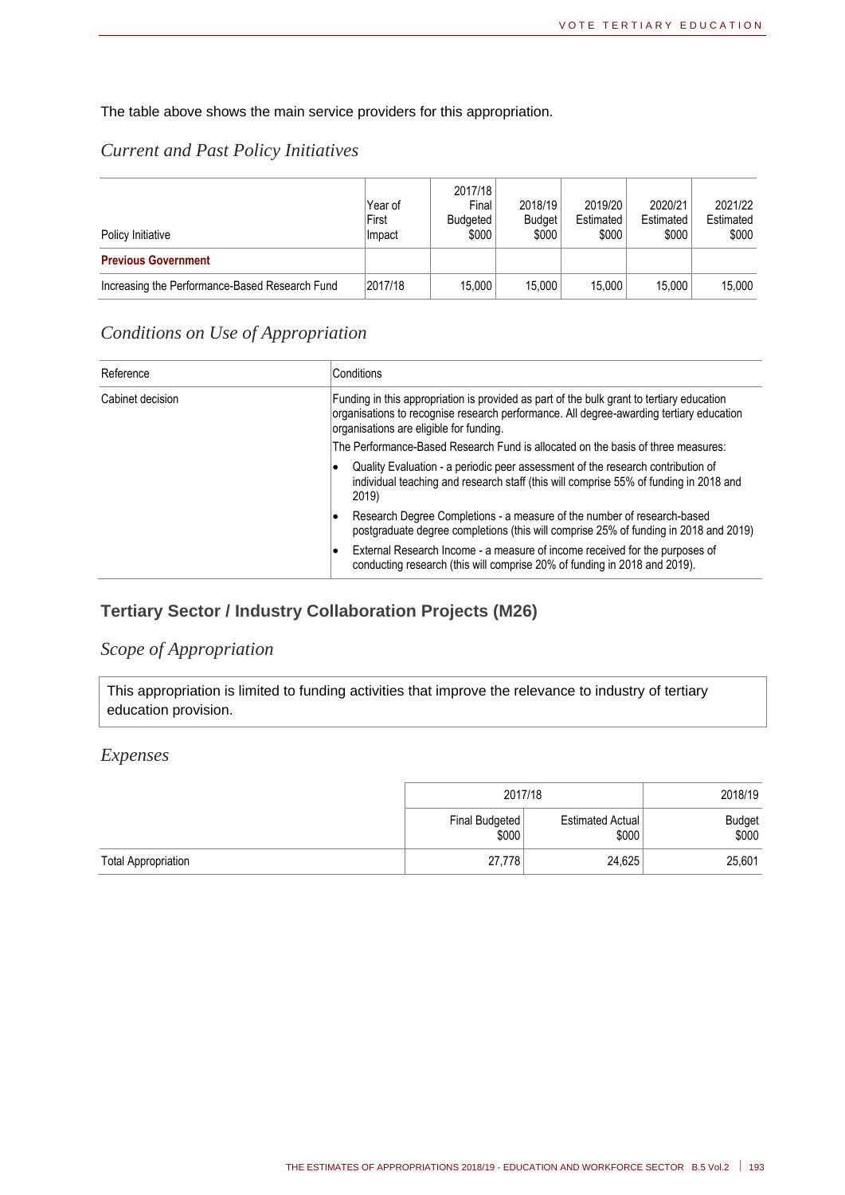The table above shows the main service providers for this appropriation.

## *Current and Past Policy Initiatives*

| Policy Initiative | Year of First Impact | 2017/18 Final Budgeted $000 | 2018/19 Budget $000 | 2019/20 Estimated $000 | 2020/21 Estimated $000 | 2021/22 Estimated $000 |
|---|---|---|---|---|---|---|
| **Previous Government** | | | | | | |
| Increasing the Performance-Based Research Fund | 2017/18 | 15,000 | 15,000 | 15,000 | 15,000 | 15,000 |

## *Conditions on Use of Appropriation*

| Reference | Conditions |
|---|---|
| Cabinet decision | Funding in this appropriation is provided as part of the bulk grant to tertiary education organisations to recognise research performance. All degree-awarding tertiary education organisations are eligible for funding.<br>The Performance-Based Research Fund is allocated on the basis of three measures:<br>• Quality Evaluation - a periodic peer assessment of the research contribution of individual teaching and research staff (this will comprise 55% of funding in 2018 and 2019)<br>• Research Degree Completions - a measure of the number of research-based postgraduate degree completions (this will comprise 25% of funding in 2018 and 2019)<br>• External Research Income - a measure of income received for the purposes of conducting research (this will comprise 20% of funding in 2018 and 2019). |

# Tertiary Sector / Industry Collaboration Projects (M26)

## *Scope of Appropriation*

This appropriation is limited to funding activities that improve the relevance to industry of tertiary education provision.

## *Expenses*

| | 2017/18 | | 2018/19 |
|---|---|---|---|
| | Final Budgeted $000 | Estimated Actual $000 | Budget $000 |
| Total Appropriation | 27,778 | 24,625 | 25,601 |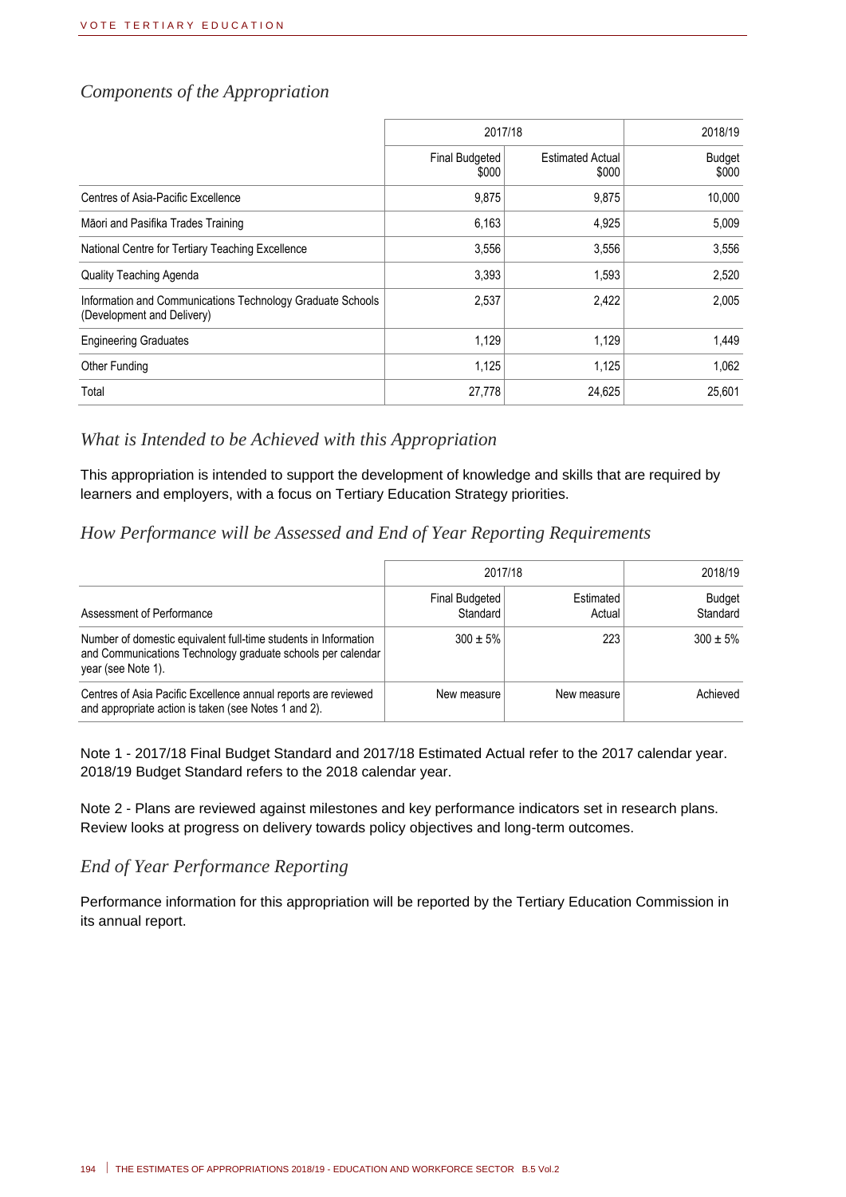### *Components of the Appropriation*

| | 2017/18 | | 2018/19 |
|---|---|---|---|
| | Final Budgeted $000 | Estimated Actual $000 | Budget $000 |
| Centres of Asia-Pacific Excellence | 9,875 | 9,875 | 10,000 |
| Māori and Pasifika Trades Training | 6,163 | 4,925 | 5,009 |
| National Centre for Tertiary Teaching Excellence | 3,556 | 3,556 | 3,556 |
| Quality Teaching Agenda | 3,393 | 1,593 | 2,520 |
| Information and Communications Technology Graduate Schools (Development and Delivery) | 2,537 | 2,422 | 2,005 |
| Engineering Graduates | 1,129 | 1,129 | 1,449 |
| Other Funding | 1,125 | 1,125 | 1,062 |
| Total | 27,778 | 24,625 | 25,601 |

### *What is Intended to be Achieved with this Appropriation*

This appropriation is intended to support the development of knowledge and skills that are required by learners and employers, with a focus on Tertiary Education Strategy priorities.

### *How Performance will be Assessed and End of Year Reporting Requirements*

| | 2017/18 | | 2018/19 |
|---|---|---|---|
| Assessment of Performance | Final Budgeted Standard | Estimated Actual | Budget Standard |
| Number of domestic equivalent full-time students in Information and Communications Technology graduate schools per calendar year (see Note 1). | 300 ± 5% | 223 | 300 ± 5% |
| Centres of Asia Pacific Excellence annual reports are reviewed and appropriate action is taken (see Notes 1 and 2). | New measure | New measure | Achieved |

Note 1 - 2017/18 Final Budget Standard and 2017/18 Estimated Actual refer to the 2017 calendar year. 2018/19 Budget Standard refers to the 2018 calendar year.

Note 2 - Plans are reviewed against milestones and key performance indicators set in research plans. Review looks at progress on delivery towards policy objectives and long-term outcomes.

### *End of Year Performance Reporting*

Performance information for this appropriation will be reported by the Tertiary Education Commission in its annual report.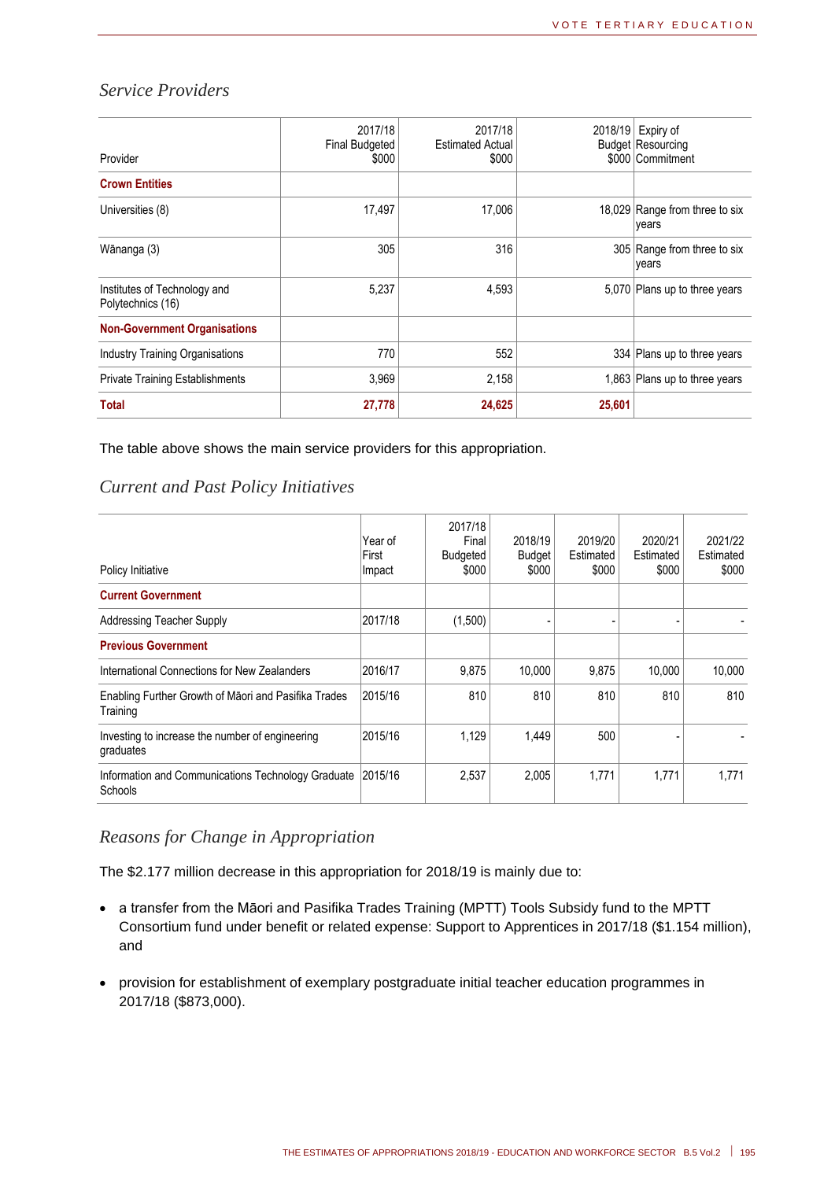## *Service Providers*

| Provider | 2017/18 Final Budgeted $000 | 2017/18 Estimated Actual $000 | 2018/19 Budget $000 | Expiry of Resourcing Commitment |
|---|---|---|---|---|
| **Crown Entities** | | | | |
| Universities (8) | 17,497 | 17,006 | 18,029 | Range from three to six years |
| Wānanga (3) | 305 | 316 | 305 | Range from three to six years |
| Institutes of Technology and Polytechnics (16) | 5,237 | 4,593 | 5,070 | Plans up to three years |
| **Non-Government Organisations** | | | | |
| Industry Training Organisations | 770 | 552 | 334 | Plans up to three years |
| Private Training Establishments | 3,969 | 2,158 | 1,863 | Plans up to three years |
| **Total** | **27,778** | **24,625** | **25,601** | |

The table above shows the main service providers for this appropriation.

## *Current and Past Policy Initiatives*

| Policy Initiative | Year of First Impact | 2017/18 Final Budgeted $000 | 2018/19 Budget $000 | 2019/20 Estimated $000 | 2020/21 Estimated $000 | 2021/22 Estimated $000 |
|---|---|---|---|---|---|---|
| **Current Government** | | | | | | |
| Addressing Teacher Supply | 2017/18 | (1,500) | - | - | - | - |
| **Previous Government** | | | | | | |
| International Connections for New Zealanders | 2016/17 | 9,875 | 10,000 | 9,875 | 10,000 | 10,000 |
| Enabling Further Growth of Māori and Pasifika Trades Training | 2015/16 | 810 | 810 | 810 | 810 | 810 |
| Investing to increase the number of engineering graduates | 2015/16 | 1,129 | 1,449 | 500 | - | - |
| Information and Communications Technology Graduate Schools | 2015/16 | 2,537 | 2,005 | 1,771 | 1,771 | 1,771 |

## *Reasons for Change in Appropriation*

The $2.177 million decrease in this appropriation for 2018/19 is mainly due to:

- a transfer from the Māori and Pasifika Trades Training (MPTT) Tools Subsidy fund to the MPTT Consortium fund under benefit or related expense: Support to Apprentices in 2017/18 ($1.154 million), and
- provision for establishment of exemplary postgraduate initial teacher education programmes in 2017/18 ($873,000).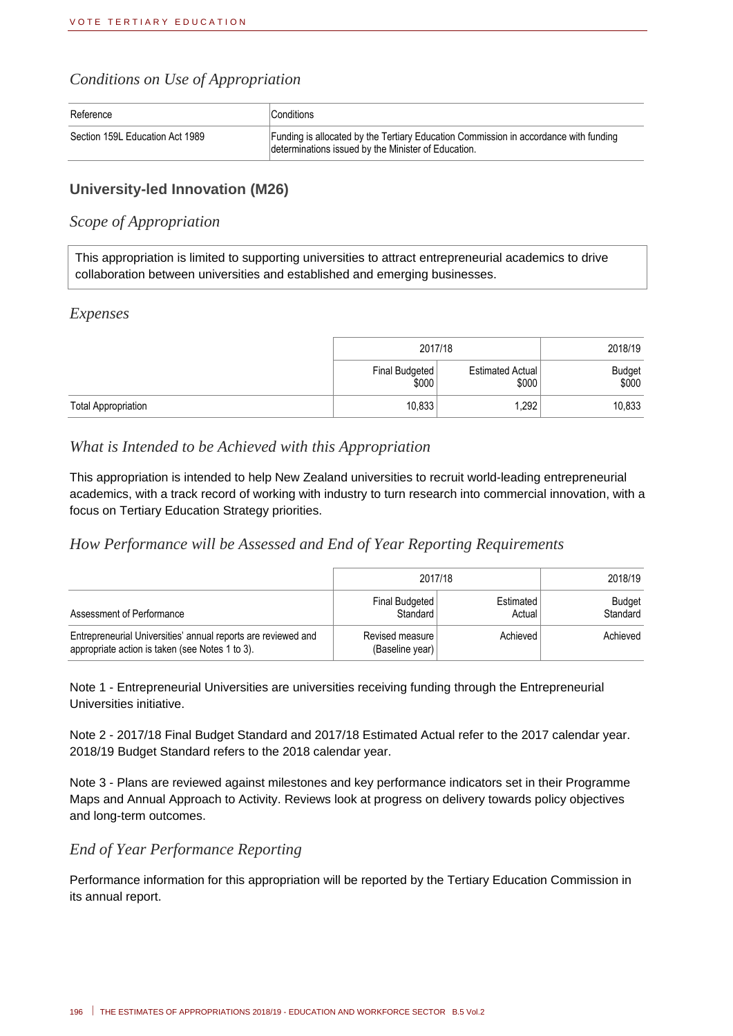### Conditions on Use of Appropriation

| Reference | Conditions |
|---|---|
| Section 159L Education Act 1989 | Funding is allocated by the Tertiary Education Commission in accordance with funding determinations issued by the Minister of Education. |

## University-led Innovation (M26)

### Scope of Appropriation

This appropriation is limited to supporting universities to attract entrepreneurial academics to drive collaboration between universities and established and emerging businesses.

### Expenses

| | 2017/18 | | 2018/19 |
|---|---|---|---|
| | Final Budgeted $000 | Estimated Actual $000 | Budget $000 |
| Total Appropriation | 10,833 | 1,292 | 10,833 |

### What is Intended to be Achieved with this Appropriation

This appropriation is intended to help New Zealand universities to recruit world-leading entrepreneurial academics, with a track record of working with industry to turn research into commercial innovation, with a focus on Tertiary Education Strategy priorities.

### How Performance will be Assessed and End of Year Reporting Requirements

| | 2017/18 | | 2018/19 |
|---|---|---|---|
| Assessment of Performance | Final Budgeted Standard | Estimated Actual | Budget Standard |
| Entrepreneurial Universities' annual reports are reviewed and appropriate action is taken (see Notes 1 to 3). | Revised measure (Baseline year) | Achieved | Achieved |

Note 1 - Entrepreneurial Universities are universities receiving funding through the Entrepreneurial Universities initiative.

Note 2 - 2017/18 Final Budget Standard and 2017/18 Estimated Actual refer to the 2017 calendar year. 2018/19 Budget Standard refers to the 2018 calendar year.

Note 3 - Plans are reviewed against milestones and key performance indicators set in their Programme Maps and Annual Approach to Activity. Reviews look at progress on delivery towards policy objectives and long-term outcomes.

### End of Year Performance Reporting

Performance information for this appropriation will be reported by the Tertiary Education Commission in its annual report.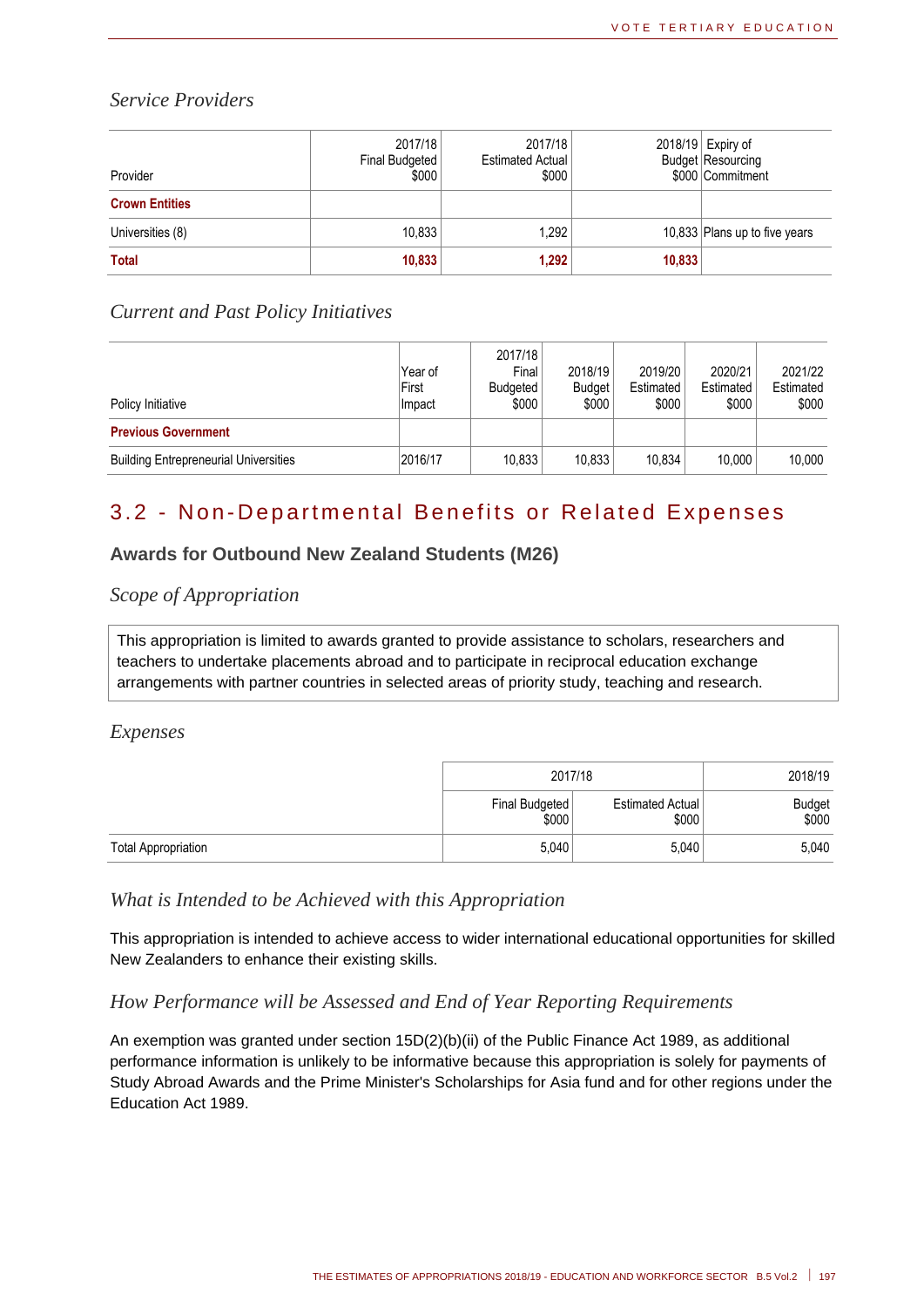*Service Providers*

| Provider | 2017/18 Final Budgeted $000 | 2017/18 Estimated Actual $000 | 2018/19 Budget $000 | Expiry of Resourcing Commitment |
|---|---|---|---|---|
| **Crown Entities** | | | | |
| Universities (8) | 10,833 | 1,292 | 10,833 | Plans up to five years |
| **Total** | **10,833** | **1,292** | **10,833** | |

*Current and Past Policy Initiatives*

| Policy Initiative | Year of First Impact | 2017/18 Final Budgeted $000 | 2018/19 Budget $000 | 2019/20 Estimated $000 | 2020/21 Estimated $000 | 2021/22 Estimated $000 |
|---|---|---|---|---|---|---|
| **Previous Government** | | | | | | |
| Building Entrepreneurial Universities | 2016/17 | 10,833 | 10,833 | 10,834 | 10,000 | 10,000 |

## 3.2 - Non-Departmental Benefits or Related Expenses

### Awards for Outbound New Zealand Students (M26)

*Scope of Appropriation*

This appropriation is limited to awards granted to provide assistance to scholars, researchers and teachers to undertake placements abroad and to participate in reciprocal education exchange arrangements with partner countries in selected areas of priority study, teaching and research.

*Expenses*

| | 2017/18 | | 2018/19 |
|---|---|---|---|
| | Final Budgeted $000 | Estimated Actual $000 | Budget $000 |
| Total Appropriation | 5,040 | 5,040 | 5,040 |

*What is Intended to be Achieved with this Appropriation*

This appropriation is intended to achieve access to wider international educational opportunities for skilled New Zealanders to enhance their existing skills.

*How Performance will be Assessed and End of Year Reporting Requirements*

An exemption was granted under section 15D(2)(b)(ii) of the Public Finance Act 1989, as additional performance information is unlikely to be informative because this appropriation is solely for payments of Study Abroad Awards and the Prime Minister's Scholarships for Asia fund and for other regions under the Education Act 1989.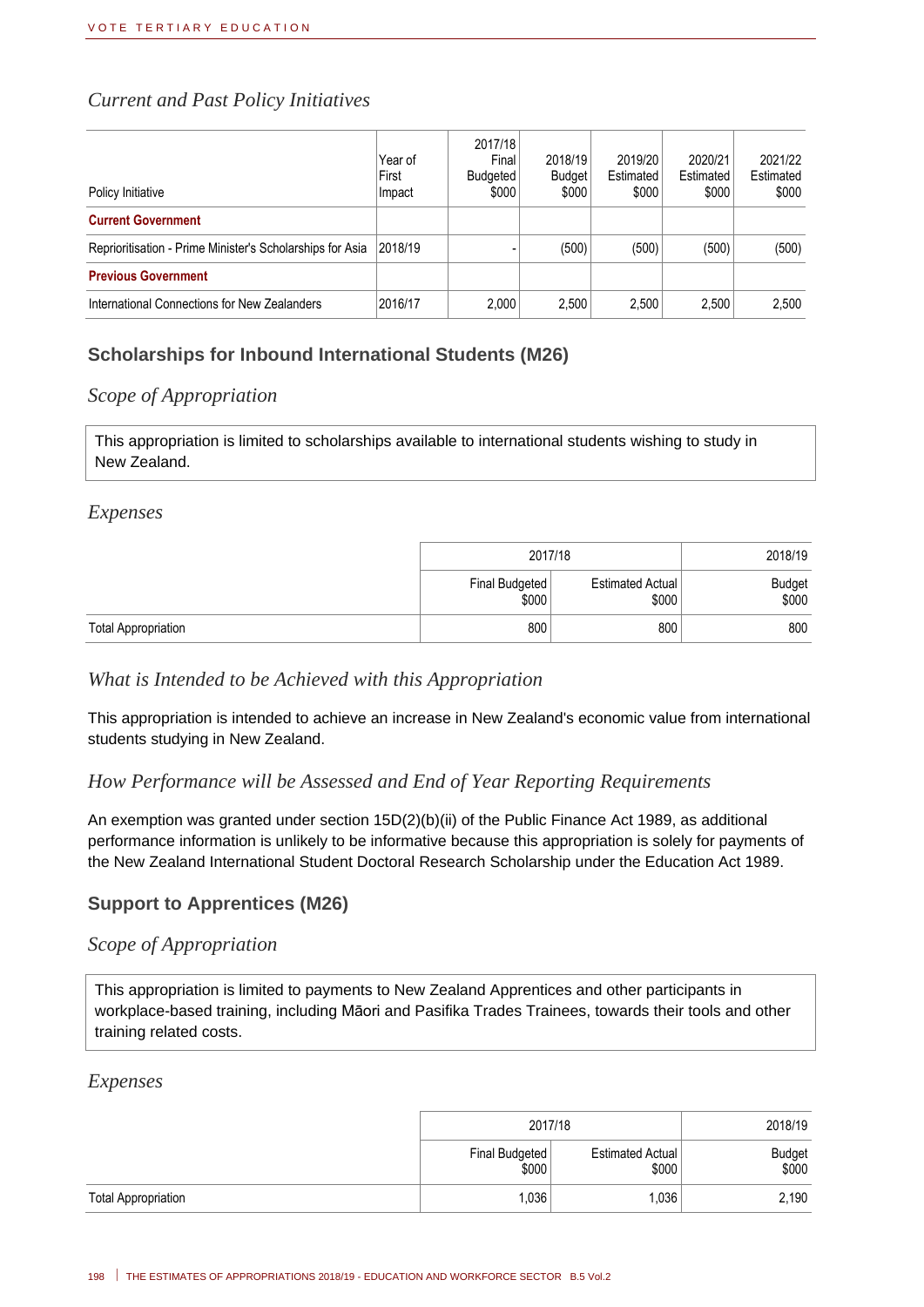### Current and Past Policy Initiatives

| Policy Initiative | Year of First Impact | 2017/18 Final Budgeted $000 | 2018/19 Budget $000 | 2019/20 Estimated $000 | 2020/21 Estimated $000 | 2021/22 Estimated $000 |
|---|---|---|---|---|---|---|
| **Current Government** | | | | | | |
| Reprioritisation - Prime Minister's Scholarships for Asia | 2018/19 | - | (500) | (500) | (500) | (500) |
| **Previous Government** | | | | | | |
| International Connections for New Zealanders | 2016/17 | 2,000 | 2,500 | 2,500 | 2,500 | 2,500 |

## Scholarships for Inbound International Students (M26)

### Scope of Appropriation

This appropriation is limited to scholarships available to international students wishing to study in New Zealand.

### Expenses

| | 2017/18 | | 2018/19 |
|---|---|---|---|
| | Final Budgeted $000 | Estimated Actual $000 | Budget $000 |
| Total Appropriation | 800 | 800 | 800 |

### What is Intended to be Achieved with this Appropriation

This appropriation is intended to achieve an increase in New Zealand's economic value from international students studying in New Zealand.

### How Performance will be Assessed and End of Year Reporting Requirements

An exemption was granted under section 15D(2)(b)(ii) of the Public Finance Act 1989, as additional performance information is unlikely to be informative because this appropriation is solely for payments of the New Zealand International Student Doctoral Research Scholarship under the Education Act 1989.

## Support to Apprentices (M26)

### Scope of Appropriation

This appropriation is limited to payments to New Zealand Apprentices and other participants in workplace-based training, including Māori and Pasifika Trades Trainees, towards their tools and other training related costs.

### Expenses

| | 2017/18 | | 2018/19 |
|---|---|---|---|
| | Final Budgeted $000 | Estimated Actual $000 | Budget $000 |
| Total Appropriation | 1,036 | 1,036 | 2,190 |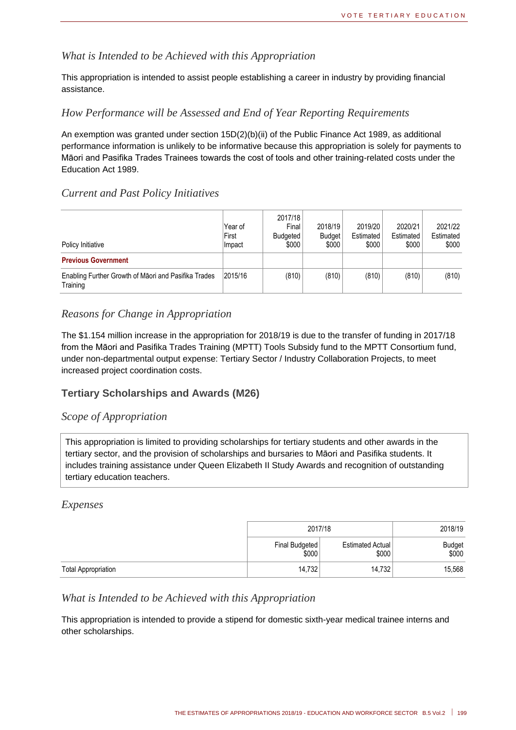### What is Intended to be Achieved with this Appropriation

This appropriation is intended to assist people establishing a career in industry by providing financial assistance.

### How Performance will be Assessed and End of Year Reporting Requirements

An exemption was granted under section 15D(2)(b)(ii) of the Public Finance Act 1989, as additional performance information is unlikely to be informative because this appropriation is solely for payments to Māori and Pasifika Trades Trainees towards the cost of tools and other training-related costs under the Education Act 1989.

### Current and Past Policy Initiatives

| Policy Initiative | Year of First Impact | 2017/18 Final Budgeted $000 | 2018/19 Budget $000 | 2019/20 Estimated $000 | 2020/21 Estimated $000 | 2021/22 Estimated $000 |
|---|---|---|---|---|---|---|
| **Previous Government** | | | | | | |
| Enabling Further Growth of Māori and Pasifika Trades Training | 2015/16 | (810) | (810) | (810) | (810) | (810) |

### Reasons for Change in Appropriation

The $1.154 million increase in the appropriation for 2018/19 is due to the transfer of funding in 2017/18 from the Māori and Pasifika Trades Training (MPTT) Tools Subsidy fund to the MPTT Consortium fund, under non-departmental output expense: Tertiary Sector / Industry Collaboration Projects, to meet increased project coordination costs.

## Tertiary Scholarships and Awards (M26)

### Scope of Appropriation

This appropriation is limited to providing scholarships for tertiary students and other awards in the tertiary sector, and the provision of scholarships and bursaries to Māori and Pasifika students. It includes training assistance under Queen Elizabeth II Study Awards and recognition of outstanding tertiary education teachers.

### Expenses

| | 2017/18 | | 2018/19 |
|---|---|---|---|
| | Final Budgeted $000 | Estimated Actual $000 | Budget $000 |
| Total Appropriation | 14,732 | 14,732 | 15,568 |

### What is Intended to be Achieved with this Appropriation

This appropriation is intended to provide a stipend for domestic sixth-year medical trainee interns and other scholarships.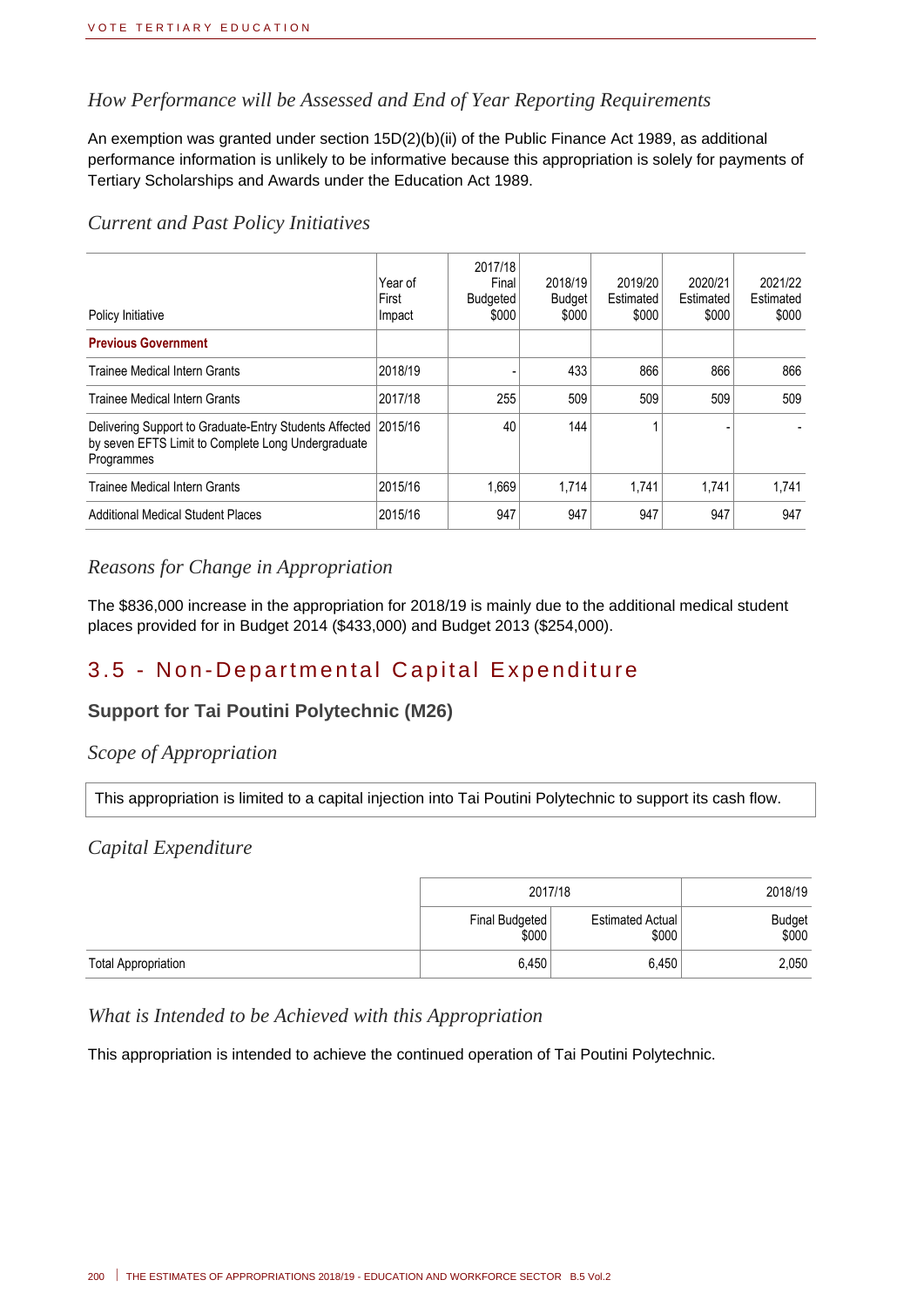#### How Performance will be Assessed and End of Year Reporting Requirements

An exemption was granted under section 15D(2)(b)(ii) of the Public Finance Act 1989, as additional performance information is unlikely to be informative because this appropriation is solely for payments of Tertiary Scholarships and Awards under the Education Act 1989.

#### Current and Past Policy Initiatives

| Policy Initiative | Year of First Impact | 2017/18 Final Budgeted $000 | 2018/19 Budget $000 | 2019/20 Estimated $000 | 2020/21 Estimated $000 | 2021/22 Estimated $000 |
|---|---|---|---|---|---|---|
| **Previous Government** | | | | | | |
| Trainee Medical Intern Grants | 2018/19 | - | 433 | 866 | 866 | 866 |
| Trainee Medical Intern Grants | 2017/18 | 255 | 509 | 509 | 509 | 509 |
| Delivering Support to Graduate-Entry Students Affected by seven EFTS Limit to Complete Long Undergraduate Programmes | 2015/16 | 40 | 144 | 1 | - | - |
| Trainee Medical Intern Grants | 2015/16 | 1,669 | 1,714 | 1,741 | 1,741 | 1,741 |
| Additional Medical Student Places | 2015/16 | 947 | 947 | 947 | 947 | 947 |

#### Reasons for Change in Appropriation

The $836,000 increase in the appropriation for 2018/19 is mainly due to the additional medical student places provided for in Budget 2014 ($433,000) and Budget 2013 ($254,000).

## 3.5 - Non-Departmental Capital Expenditure

### Support for Tai Poutini Polytechnic (M26)

#### Scope of Appropriation

This appropriation is limited to a capital injection into Tai Poutini Polytechnic to support its cash flow.

#### Capital Expenditure

| | 2017/18 | | 2018/19 |
|---|---|---|---|
| | Final Budgeted $000 | Estimated Actual $000 | Budget $000 |
| Total Appropriation | 6,450 | 6,450 | 2,050 |

#### What is Intended to be Achieved with this Appropriation

This appropriation is intended to achieve the continued operation of Tai Poutini Polytechnic.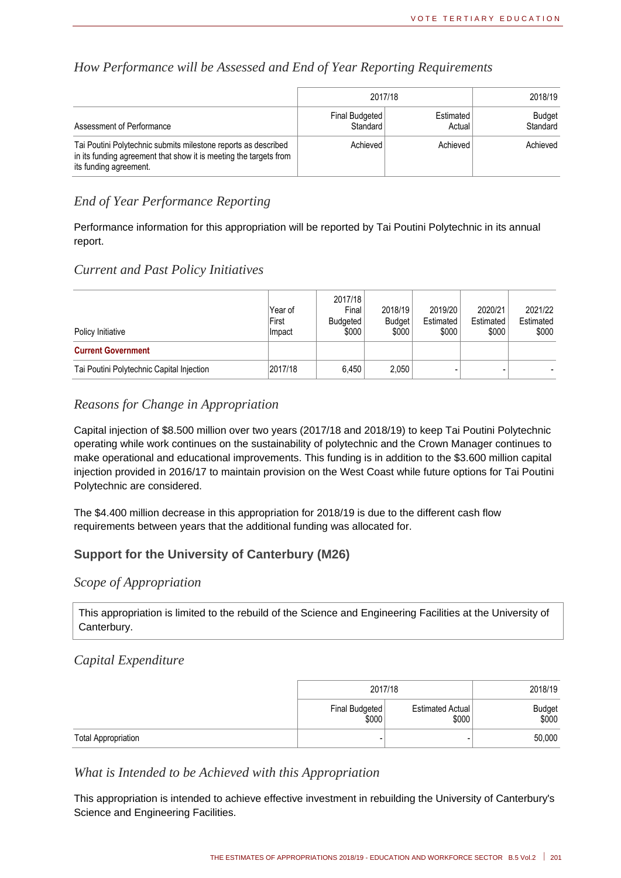### *How Performance will be Assessed and End of Year Reporting Requirements*

| | 2017/18 | | 2018/19 |
|---|---|---|---|
| Assessment of Performance | Final Budgeted Standard | Estimated Actual | Budget Standard |
| Tai Poutini Polytechnic submits milestone reports as described in its funding agreement that show it is meeting the targets from its funding agreement. | Achieved | Achieved | Achieved |

### *End of Year Performance Reporting*

Performance information for this appropriation will be reported by Tai Poutini Polytechnic in its annual report.

### *Current and Past Policy Initiatives*

| Policy Initiative | Year of First Impact | 2017/18 Final Budgeted $000 | 2018/19 Budget $000 | 2019/20 Estimated $000 | 2020/21 Estimated $000 | 2021/22 Estimated $000 |
|---|---|---|---|---|---|---|
| **Current Government** | | | | | | |
| Tai Poutini Polytechnic Capital Injection | 2017/18 | 6,450 | 2,050 | - | - | - |

### *Reasons for Change in Appropriation*

Capital injection of $8.500 million over two years (2017/18 and 2018/19) to keep Tai Poutini Polytechnic operating while work continues on the sustainability of polytechnic and the Crown Manager continues to make operational and educational improvements. This funding is in addition to the $3.600 million capital injection provided in 2016/17 to maintain provision on the West Coast while future options for Tai Poutini Polytechnic are considered.

The $4.400 million decrease in this appropriation for 2018/19 is due to the different cash flow requirements between years that the additional funding was allocated for.

## Support for the University of Canterbury (M26)

### *Scope of Appropriation*

This appropriation is limited to the rebuild of the Science and Engineering Facilities at the University of Canterbury.

### *Capital Expenditure*

| | 2017/18 | | 2018/19 |
|---|---|---|---|
| | Final Budgeted $000 | Estimated Actual $000 | Budget $000 |
| Total Appropriation | - | - | 50,000 |

### *What is Intended to be Achieved with this Appropriation*

This appropriation is intended to achieve effective investment in rebuilding the University of Canterbury's Science and Engineering Facilities.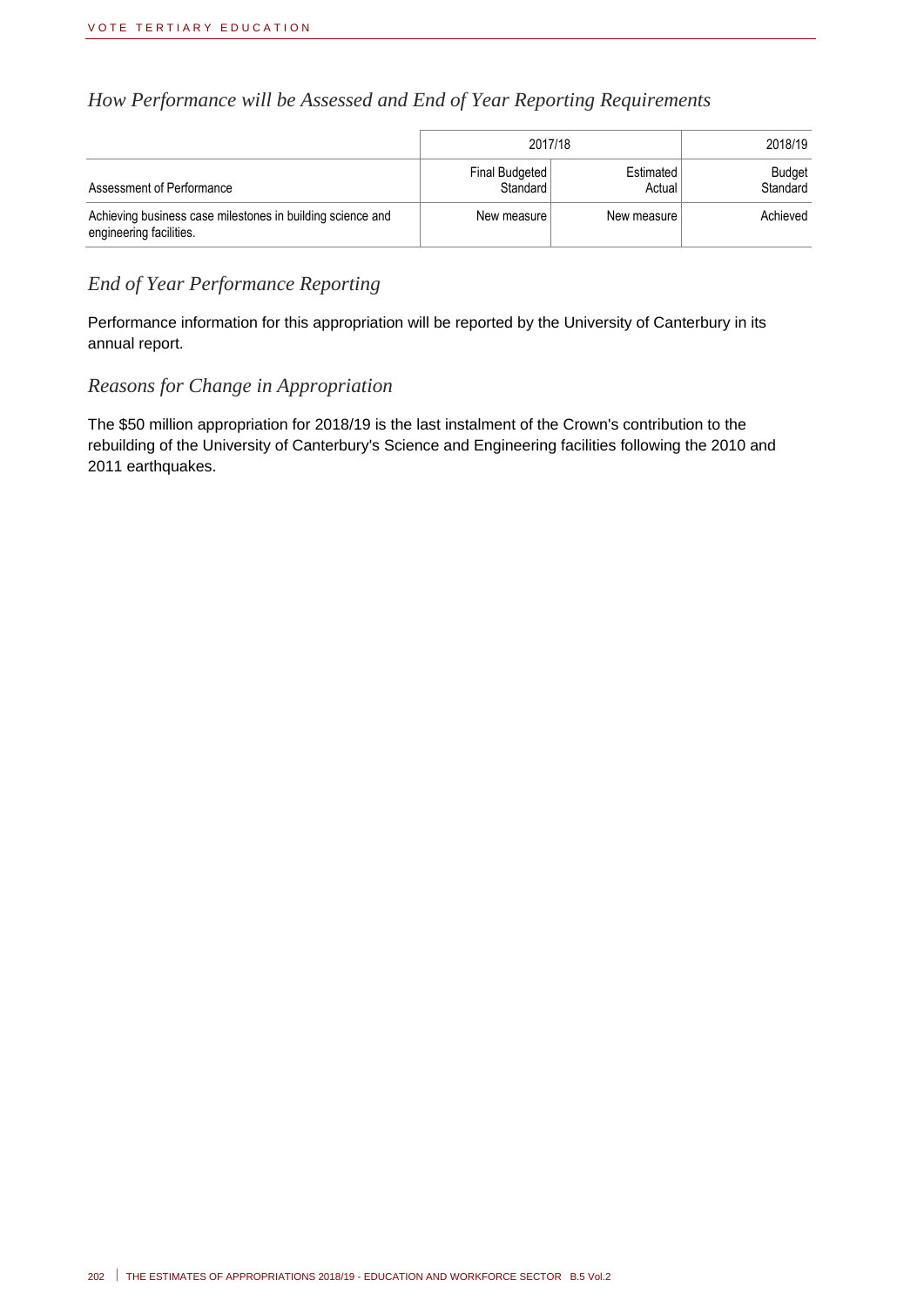### How Performance will be Assessed and End of Year Reporting Requirements

| | 2017/18 | | 2018/19 |
|---|---|---|---|
| Assessment of Performance | Final Budgeted Standard | Estimated Actual | Budget Standard |
| Achieving business case milestones in building science and engineering facilities. | New measure | New measure | Achieved |

### End of Year Performance Reporting

Performance information for this appropriation will be reported by the University of Canterbury in its annual report.

### Reasons for Change in Appropriation

The $50 million appropriation for 2018/19 is the last instalment of the Crown's contribution to the rebuilding of the University of Canterbury's Science and Engineering facilities following the 2010 and 2011 earthquakes.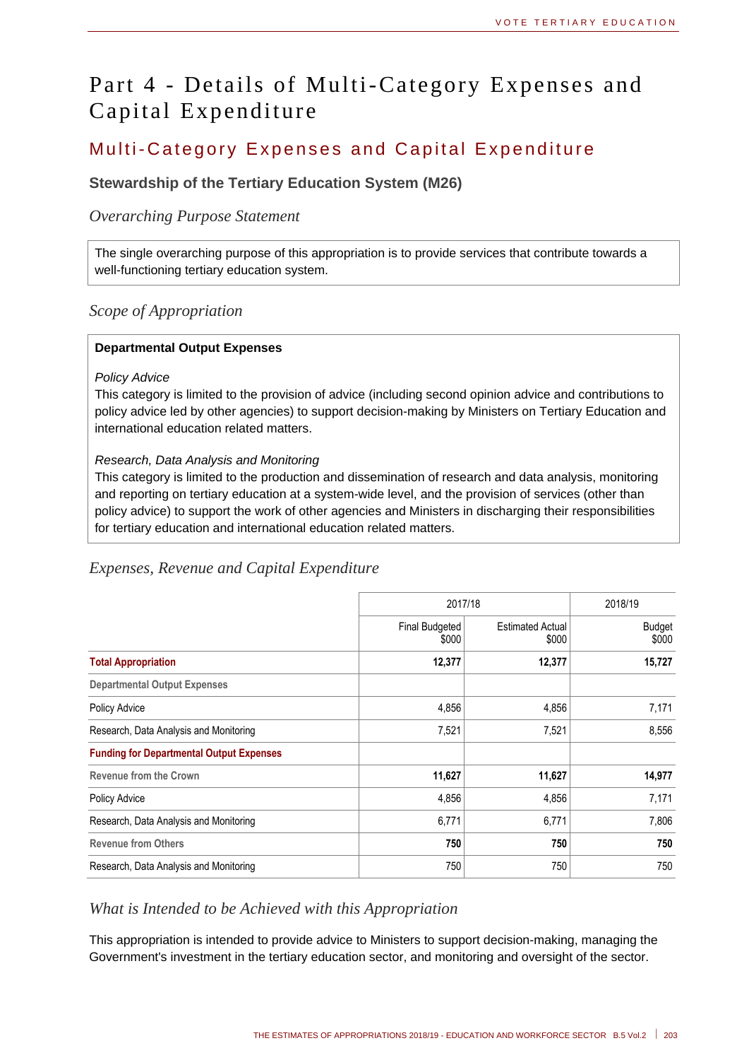# Part 4 - Details of Multi-Category Expenses and Capital Expenditure

## Multi-Category Expenses and Capital Expenditure

### Stewardship of the Tertiary Education System (M26)

*Overarching Purpose Statement*

The single overarching purpose of this appropriation is to provide services that contribute towards a well-functioning tertiary education system.

*Scope of Appropriation*

**Departmental Output Expenses**

*Policy Advice*
This category is limited to the provision of advice (including second opinion advice and contributions to policy advice led by other agencies) to support decision-making by Ministers on Tertiary Education and international education related matters.

*Research, Data Analysis and Monitoring*
This category is limited to the production and dissemination of research and data analysis, monitoring and reporting on tertiary education at a system-wide level, and the provision of services (other than policy advice) to support the work of other agencies and Ministers in discharging their responsibilities for tertiary education and international education related matters.

*Expenses, Revenue and Capital Expenditure*

| | 2017/18 | | 2018/19 |
|---|---|---|---|
| | Final Budgeted $000 | Estimated Actual $000 | Budget $000 |
| **Total Appropriation** | **12,377** | **12,377** | **15,727** |
| Departmental Output Expenses | | | |
| Policy Advice | 4,856 | 4,856 | 7,171 |
| Research, Data Analysis and Monitoring | 7,521 | 7,521 | 8,556 |
| **Funding for Departmental Output Expenses** | | | |
| Revenue from the Crown | **11,627** | **11,627** | **14,977** |
| Policy Advice | 4,856 | 4,856 | 7,171 |
| Research, Data Analysis and Monitoring | 6,771 | 6,771 | 7,806 |
| Revenue from Others | **750** | **750** | **750** |
| Research, Data Analysis and Monitoring | 750 | 750 | 750 |

*What is Intended to be Achieved with this Appropriation*

This appropriation is intended to provide advice to Ministers to support decision-making, managing the Government's investment in the tertiary education sector, and monitoring and oversight of the sector.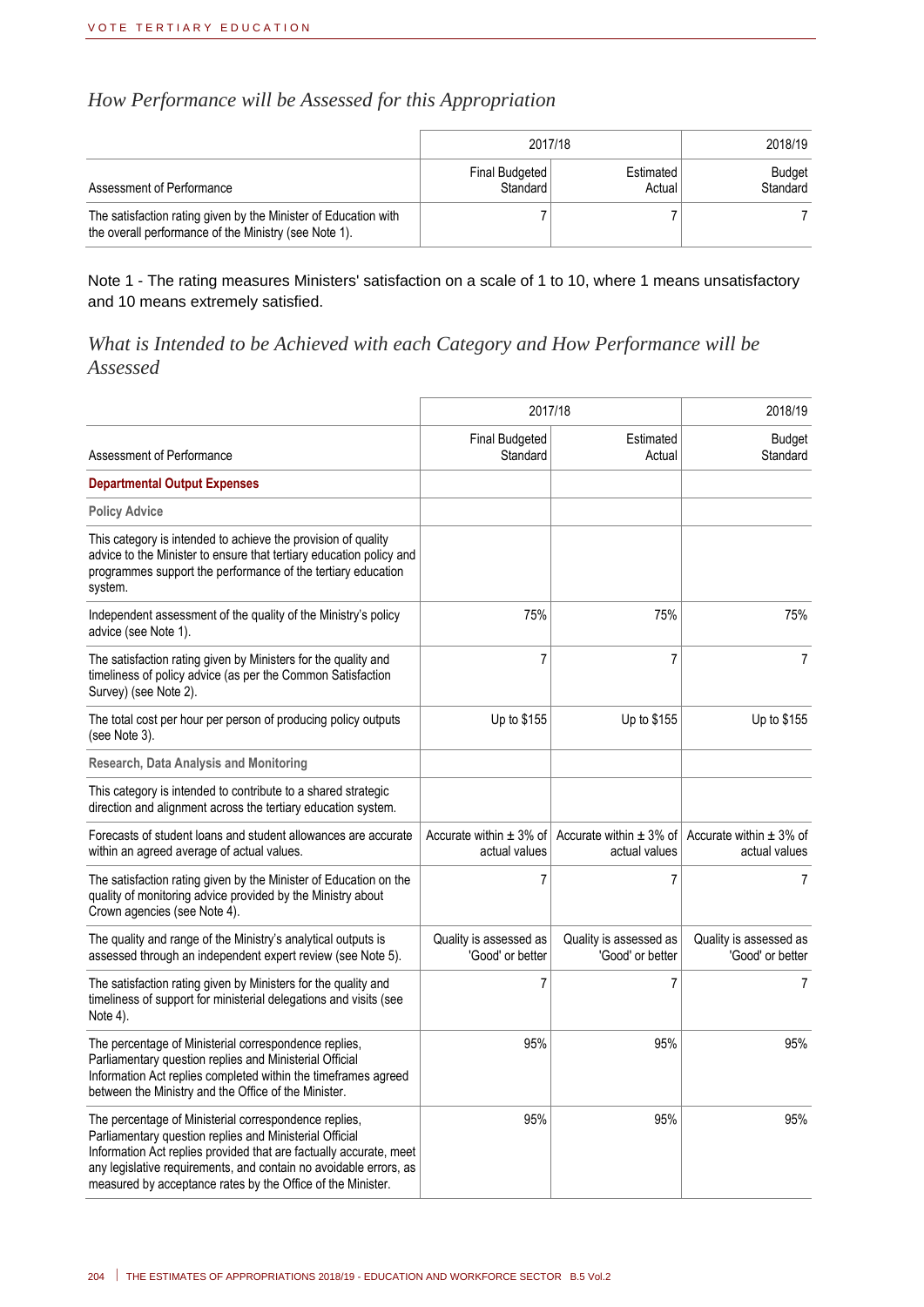## *How Performance will be Assessed for this Appropriation*

| Assessment of Performance | 2017/18 Final Budgeted Standard | 2017/18 Estimated Actual | 2018/19 Budget Standard |
|---|---|---|---|
| The satisfaction rating given by the Minister of Education with the overall performance of the Ministry (see Note 1). | 7 | 7 | 7 |

Note 1 - The rating measures Ministers' satisfaction on a scale of 1 to 10, where 1 means unsatisfactory and 10 means extremely satisfied.

## *What is Intended to be Achieved with each Category and How Performance will be Assessed*

| Assessment of Performance | 2017/18 Final Budgeted Standard | 2017/18 Estimated Actual | 2018/19 Budget Standard |
|---|---|---|---|
| **Departmental Output Expenses** | | | |
| **Policy Advice** | | | |
| This category is intended to achieve the provision of quality advice to the Minister to ensure that tertiary education policy and programmes support the performance of the tertiary education system. | | | |
| Independent assessment of the quality of the Ministry's policy advice (see Note 1). | 75% | 75% | 75% |
| The satisfaction rating given by Ministers for the quality and timeliness of policy advice (as per the Common Satisfaction Survey) (see Note 2). | 7 | 7 | 7 |
| The total cost per hour per person of producing policy outputs (see Note 3). | Up to $155 | Up to $155 | Up to $155 |
| **Research, Data Analysis and Monitoring** | | | |
| This category is intended to contribute to a shared strategic direction and alignment across the tertiary education system. | | | |
| Forecasts of student loans and student allowances are accurate within an agreed average of actual values. | Accurate within ± 3% of actual values | Accurate within ± 3% of actual values | Accurate within ± 3% of actual values |
| The satisfaction rating given by the Minister of Education on the quality of monitoring advice provided by the Ministry about Crown agencies (see Note 4). | 7 | 7 | 7 |
| The quality and range of the Ministry's analytical outputs is assessed through an independent expert review (see Note 5). | Quality is assessed as 'Good' or better | Quality is assessed as 'Good' or better | Quality is assessed as 'Good' or better |
| The satisfaction rating given by Ministers for the quality and timeliness of support for ministerial delegations and visits (see Note 4). | 7 | 7 | 7 |
| The percentage of Ministerial correspondence replies, Parliamentary question replies and Ministerial Official Information Act replies completed within the timeframes agreed between the Ministry and the Office of the Minister. | 95% | 95% | 95% |
| The percentage of Ministerial correspondence replies, Parliamentary question replies and Ministerial Official Information Act replies provided that are factually accurate, meet any legislative requirements, and contain no avoidable errors, as measured by acceptance rates by the Office of the Minister. | 95% | 95% | 95% |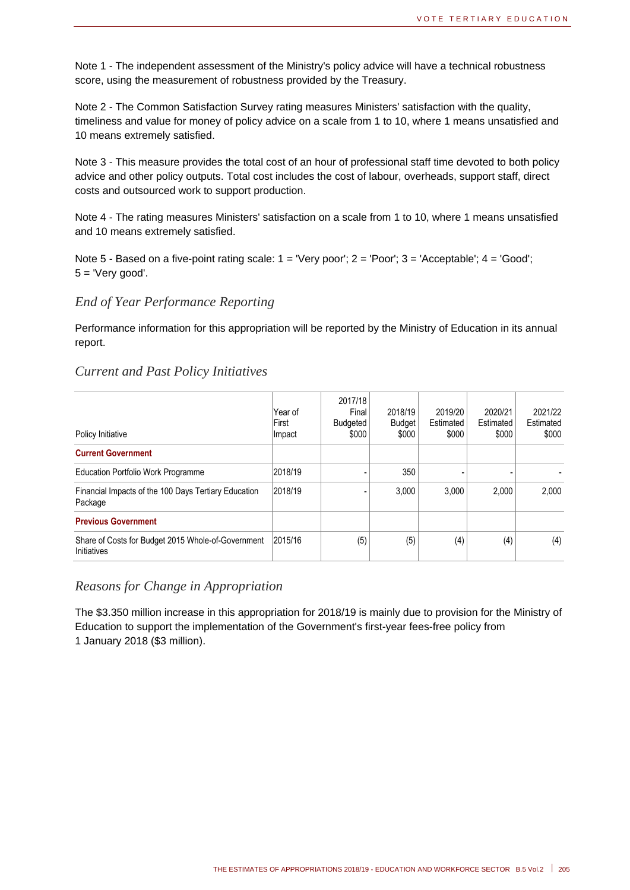Note 1 - The independent assessment of the Ministry's policy advice will have a technical robustness score, using the measurement of robustness provided by the Treasury.

Note 2 - The Common Satisfaction Survey rating measures Ministers' satisfaction with the quality, timeliness and value for money of policy advice on a scale from 1 to 10, where 1 means unsatisfied and 10 means extremely satisfied.

Note 3 - This measure provides the total cost of an hour of professional staff time devoted to both policy advice and other policy outputs. Total cost includes the cost of labour, overheads, support staff, direct costs and outsourced work to support production.

Note 4 - The rating measures Ministers' satisfaction on a scale from 1 to 10, where 1 means unsatisfied and 10 means extremely satisfied.

Note 5 - Based on a five-point rating scale: 1 = 'Very poor'; 2 = 'Poor'; 3 = 'Acceptable'; 4 = 'Good'; 5 = 'Very good'.

### *End of Year Performance Reporting*

Performance information for this appropriation will be reported by the Ministry of Education in its annual report.

### *Current and Past Policy Initiatives*

| Policy Initiative | Year of First Impact | 2017/18 Final Budgeted $000 | 2018/19 Budget $000 | 2019/20 Estimated $000 | 2020/21 Estimated $000 | 2021/22 Estimated $000 |
|---|---|---|---|---|---|---|
| **Current Government** | | | | | | |
| Education Portfolio Work Programme | 2018/19 | - | 350 | - | - | - |
| Financial Impacts of the 100 Days Tertiary Education Package | 2018/19 | - | 3,000 | 3,000 | 2,000 | 2,000 |
| **Previous Government** | | | | | | |
| Share of Costs for Budget 2015 Whole-of-Government Initiatives | 2015/16 | (5) | (5) | (4) | (4) | (4) |

### *Reasons for Change in Appropriation*

The $3.350 million increase in this appropriation for 2018/19 is mainly due to provision for the Ministry of Education to support the implementation of the Government's first-year fees-free policy from 1 January 2018 ($3 million).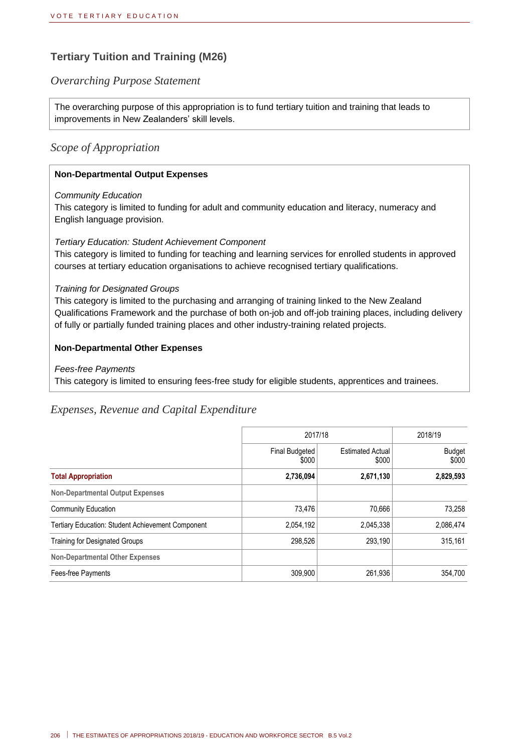## Tertiary Tuition and Training (M26)

### *Overarching Purpose Statement*

The overarching purpose of this appropriation is to fund tertiary tuition and training that leads to improvements in New Zealanders' skill levels.

### *Scope of Appropriation*

**Non-Departmental Output Expenses**

*Community Education*
This category is limited to funding for adult and community education and literacy, numeracy and English language provision.

*Tertiary Education: Student Achievement Component*
This category is limited to funding for teaching and learning services for enrolled students in approved courses at tertiary education organisations to achieve recognised tertiary qualifications.

*Training for Designated Groups*
This category is limited to the purchasing and arranging of training linked to the New Zealand Qualifications Framework and the purchase of both on-job and off-job training places, including delivery of fully or partially funded training places and other industry-training related projects.

**Non-Departmental Other Expenses**

*Fees-free Payments*
This category is limited to ensuring fees-free study for eligible students, apprentices and trainees.

### *Expenses, Revenue and Capital Expenditure*

| | 2017/18 | | 2018/19 |
|---|---|---|---|
| | Final Budgeted $000 | Estimated Actual $000 | Budget $000 |
| **Total Appropriation** | **2,736,094** | **2,671,130** | **2,829,593** |
| **Non-Departmental Output Expenses** | | | |
| Community Education | 73,476 | 70,666 | 73,258 |
| Tertiary Education: Student Achievement Component | 2,054,192 | 2,045,338 | 2,086,474 |
| Training for Designated Groups | 298,526 | 293,190 | 315,161 |
| **Non-Departmental Other Expenses** | | | |
| Fees-free Payments | 309,900 | 261,936 | 354,700 |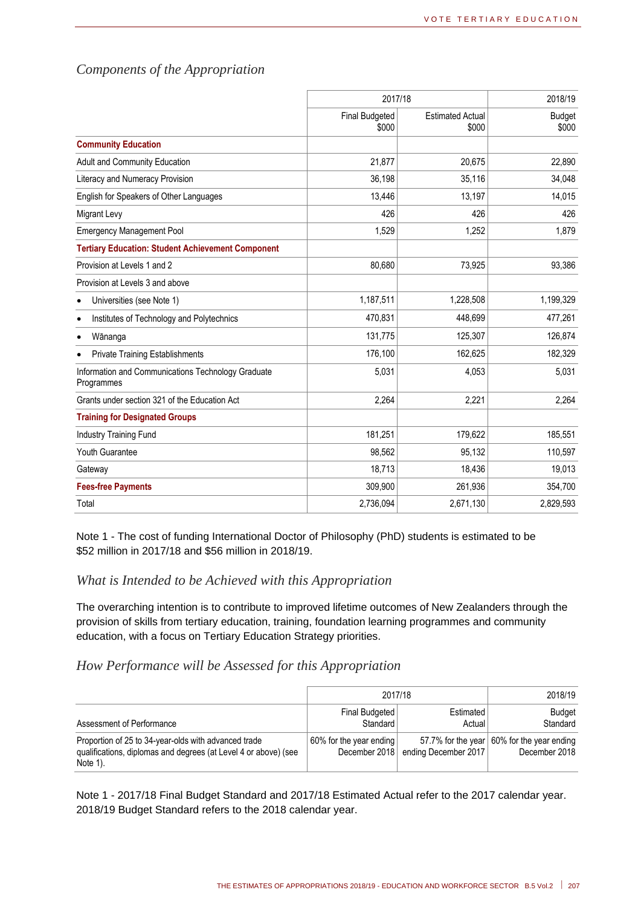### Components of the Appropriation

| | 2017/18 | | 2018/19 |
|---|---|---|---|
| | Final Budgeted $000 | Estimated Actual $000 | Budget $000 |
| **Community Education** | | | |
| Adult and Community Education | 21,877 | 20,675 | 22,890 |
| Literacy and Numeracy Provision | 36,198 | 35,116 | 34,048 |
| English for Speakers of Other Languages | 13,446 | 13,197 | 14,015 |
| Migrant Levy | 426 | 426 | 426 |
| Emergency Management Pool | 1,529 | 1,252 | 1,879 |
| **Tertiary Education: Student Achievement Component** | | | |
| Provision at Levels 1 and 2 | 80,680 | 73,925 | 93,386 |
| Provision at Levels 3 and above | | | |
| • Universities (see Note 1) | 1,187,511 | 1,228,508 | 1,199,329 |
| • Institutes of Technology and Polytechnics | 470,831 | 448,699 | 477,261 |
| • Wānanga | 131,775 | 125,307 | 126,874 |
| • Private Training Establishments | 176,100 | 162,625 | 182,329 |
| Information and Communications Technology Graduate Programmes | 5,031 | 4,053 | 5,031 |
| Grants under section 321 of the Education Act | 2,264 | 2,221 | 2,264 |
| **Training for Designated Groups** | | | |
| Industry Training Fund | 181,251 | 179,622 | 185,551 |
| Youth Guarantee | 98,562 | 95,132 | 110,597 |
| Gateway | 18,713 | 18,436 | 19,013 |
| **Fees-free Payments** | 309,900 | 261,936 | 354,700 |
| Total | 2,736,094 | 2,671,130 | 2,829,593 |

Note 1 - The cost of funding International Doctor of Philosophy (PhD) students is estimated to be $52 million in 2017/18 and $56 million in 2018/19.

### What is Intended to be Achieved with this Appropriation

The overarching intention is to contribute to improved lifetime outcomes of New Zealanders through the provision of skills from tertiary education, training, foundation learning programmes and community education, with a focus on Tertiary Education Strategy priorities.

### How Performance will be Assessed for this Appropriation

| | 2017/18 | | 2018/19 |
|---|---|---|---|
| Assessment of Performance | Final Budgeted Standard | Estimated Actual | Budget Standard |
| Proportion of 25 to 34-year-olds with advanced trade qualifications, diplomas and degrees (at Level 4 or above) (see Note 1). | 60% for the year ending December 2018 | 57.7% for the year ending December 2017 | 60% for the year ending December 2018 |

Note 1 - 2017/18 Final Budget Standard and 2017/18 Estimated Actual refer to the 2017 calendar year. 2018/19 Budget Standard refers to the 2018 calendar year.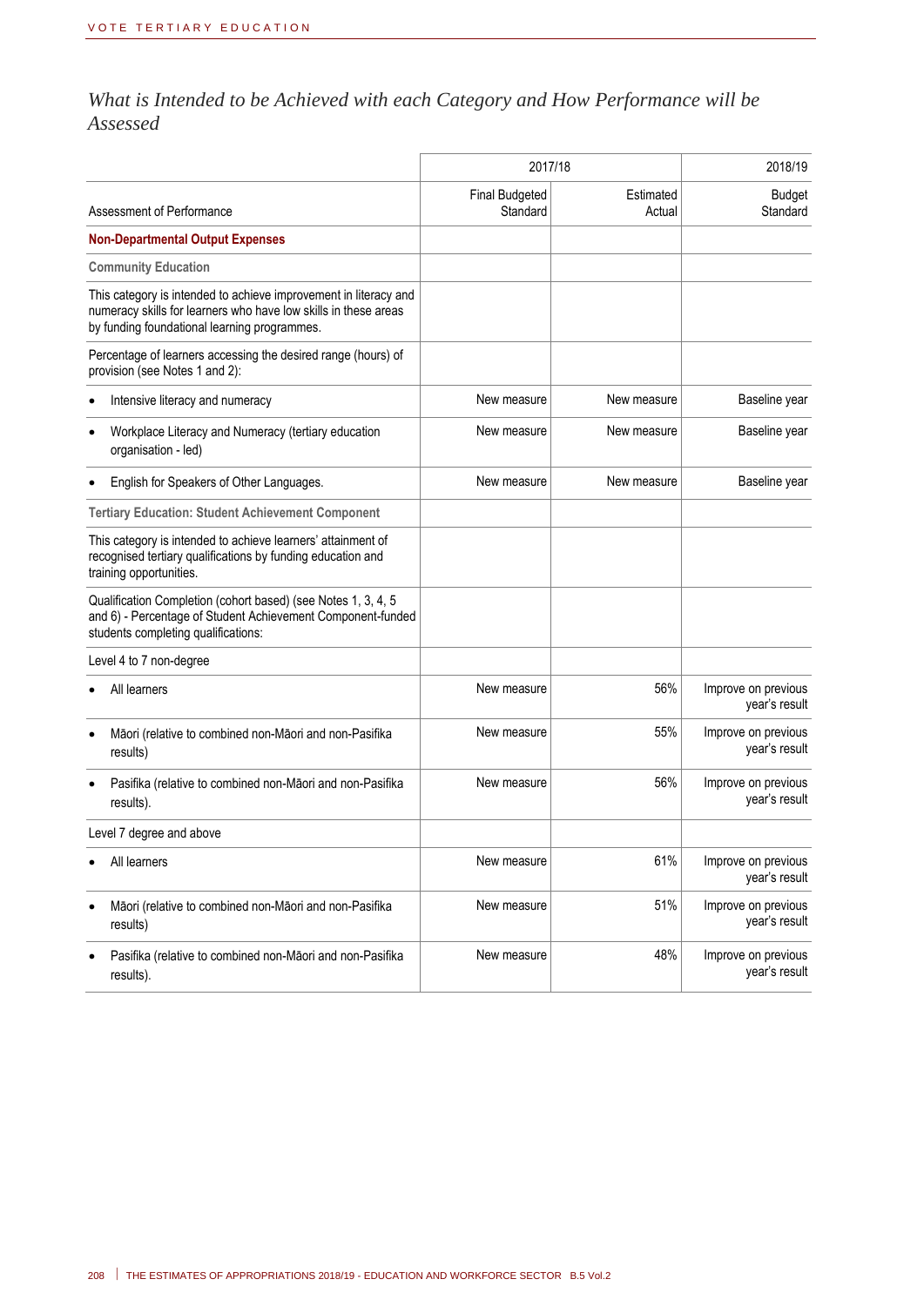## *What is Intended to be Achieved with each Category and How Performance will be Assessed*

| Assessment of Performance | 2017/18 Final Budgeted Standard | 2017/18 Estimated Actual | 2018/19 Budget Standard |
|---|---|---|---|
| **Non-Departmental Output Expenses** | | | |
| **Community Education** | | | |
| This category is intended to achieve improvement in literacy and numeracy skills for learners who have low skills in these areas by funding foundational learning programmes. | | | |
| Percentage of learners accessing the desired range (hours) of provision (see Notes 1 and 2): | | | |
| • Intensive literacy and numeracy | New measure | New measure | Baseline year |
| • Workplace Literacy and Numeracy (tertiary education organisation - led) | New measure | New measure | Baseline year |
| • English for Speakers of Other Languages. | New measure | New measure | Baseline year |
| **Tertiary Education: Student Achievement Component** | | | |
| This category is intended to achieve learners' attainment of recognised tertiary qualifications by funding education and training opportunities. | | | |
| Qualification Completion (cohort based) (see Notes 1, 3, 4, 5 and 6) - Percentage of Student Achievement Component-funded students completing qualifications: | | | |
| Level 4 to 7 non-degree | | | |
| • All learners | New measure | 56% | Improve on previous year's result |
| • Māori (relative to combined non-Māori and non-Pasifika results) | New measure | 55% | Improve on previous year's result |
| • Pasifika (relative to combined non-Māori and non-Pasifika results). | New measure | 56% | Improve on previous year's result |
| Level 7 degree and above | | | |
| • All learners | New measure | 61% | Improve on previous year's result |
| • Māori (relative to combined non-Māori and non-Pasifika results) | New measure | 51% | Improve on previous year's result |
| • Pasifika (relative to combined non-Māori and non-Pasifika results). | New measure | 48% | Improve on previous year's result |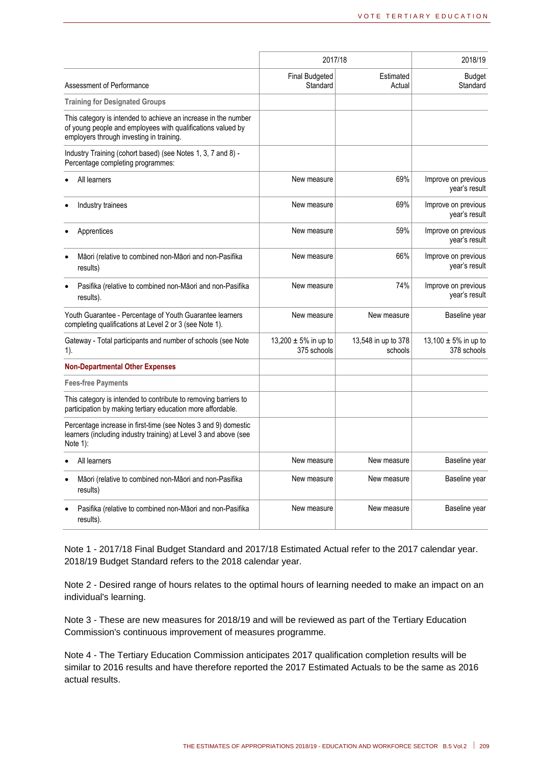| Assessment of Performance | 2017/18 Final Budgeted Standard | 2017/18 Estimated Actual | 2018/19 Budget Standard |
|---|---|---|---|
| **Training for Designated Groups** | | | |
| This category is intended to achieve an increase in the number of young people and employees with qualifications valued by employers through investing in training. | | | |
| Industry Training (cohort based) (see Notes 1, 3, 7 and 8) - Percentage completing programmes: | | | |
| • All learners | New measure | 69% | Improve on previous year's result |
| • Industry trainees | New measure | 69% | Improve on previous year's result |
| • Apprentices | New measure | 59% | Improve on previous year's result |
| • Māori (relative to combined non-Māori and non-Pasifika results) | New measure | 66% | Improve on previous year's result |
| • Pasifika (relative to combined non-Māori and non-Pasifika results). | New measure | 74% | Improve on previous year's result |
| Youth Guarantee - Percentage of Youth Guarantee learners completing qualifications at Level 2 or 3 (see Note 1). | New measure | New measure | Baseline year |
| Gateway - Total participants and number of schools (see Note 1). | 13,200 ± 5% in up to 375 schools | 13,548 in up to 378 schools | 13,100 ± 5% in up to 378 schools |
| **Non-Departmental Other Expenses** | | | |
| **Fees-free Payments** | | | |
| This category is intended to contribute to removing barriers to participation by making tertiary education more affordable. | | | |
| Percentage increase in first-time (see Notes 3 and 9) domestic learners (including industry training) at Level 3 and above (see Note 1): | | | |
| • All learners | New measure | New measure | Baseline year |
| • Māori (relative to combined non-Māori and non-Pasifika results) | New measure | New measure | Baseline year |
| • Pasifika (relative to combined non-Māori and non-Pasifika results). | New measure | New measure | Baseline year |

Note 1 - 2017/18 Final Budget Standard and 2017/18 Estimated Actual refer to the 2017 calendar year. 2018/19 Budget Standard refers to the 2018 calendar year.

Note 2 - Desired range of hours relates to the optimal hours of learning needed to make an impact on an individual's learning.

Note 3 - These are new measures for 2018/19 and will be reviewed as part of the Tertiary Education Commission's continuous improvement of measures programme.

Note 4 - The Tertiary Education Commission anticipates 2017 qualification completion results will be similar to 2016 results and have therefore reported the 2017 Estimated Actuals to be the same as 2016 actual results.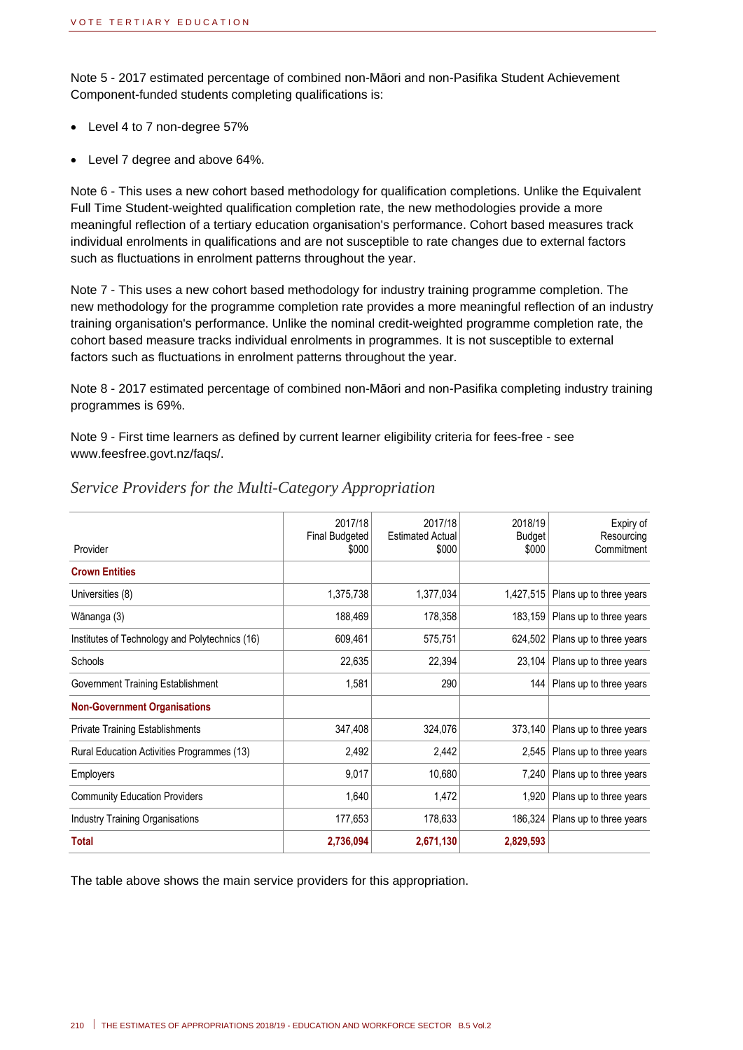Note 5 - 2017 estimated percentage of combined non-Māori and non-Pasifika Student Achievement Component-funded students completing qualifications is:

- Level 4 to 7 non-degree 57%
- Level 7 degree and above 64%.

Note 6 - This uses a new cohort based methodology for qualification completions. Unlike the Equivalent Full Time Student-weighted qualification completion rate, the new methodologies provide a more meaningful reflection of a tertiary education organisation's performance. Cohort based measures track individual enrolments in qualifications and are not susceptible to rate changes due to external factors such as fluctuations in enrolment patterns throughout the year.

Note 7 - This uses a new cohort based methodology for industry training programme completion. The new methodology for the programme completion rate provides a more meaningful reflection of an industry training organisation's performance. Unlike the nominal credit-weighted programme completion rate, the cohort based measure tracks individual enrolments in programmes. It is not susceptible to external factors such as fluctuations in enrolment patterns throughout the year.

Note 8 - 2017 estimated percentage of combined non-Māori and non-Pasifika completing industry training programmes is 69%.

Note 9 - First time learners as defined by current learner eligibility criteria for fees-free - see www.feesfree.govt.nz/faqs/.

### *Service Providers for the Multi-Category Appropriation*

| Provider | 2017/18 Final Budgeted $000 | 2017/18 Estimated Actual $000 | 2018/19 Budget $000 | Expiry of Resourcing Commitment |
|---|---|---|---|---|
| **Crown Entities** | | | | |
| Universities (8) | 1,375,738 | 1,377,034 | 1,427,515 | Plans up to three years |
| Wānanga (3) | 188,469 | 178,358 | 183,159 | Plans up to three years |
| Institutes of Technology and Polytechnics (16) | 609,461 | 575,751 | 624,502 | Plans up to three years |
| Schools | 22,635 | 22,394 | 23,104 | Plans up to three years |
| Government Training Establishment | 1,581 | 290 | 144 | Plans up to three years |
| **Non-Government Organisations** | | | | |
| Private Training Establishments | 347,408 | 324,076 | 373,140 | Plans up to three years |
| Rural Education Activities Programmes (13) | 2,492 | 2,442 | 2,545 | Plans up to three years |
| Employers | 9,017 | 10,680 | 7,240 | Plans up to three years |
| Community Education Providers | 1,640 | 1,472 | 1,920 | Plans up to three years |
| Industry Training Organisations | 177,653 | 178,633 | 186,324 | Plans up to three years |
| **Total** | **2,736,094** | **2,671,130** | **2,829,593** | |

The table above shows the main service providers for this appropriation.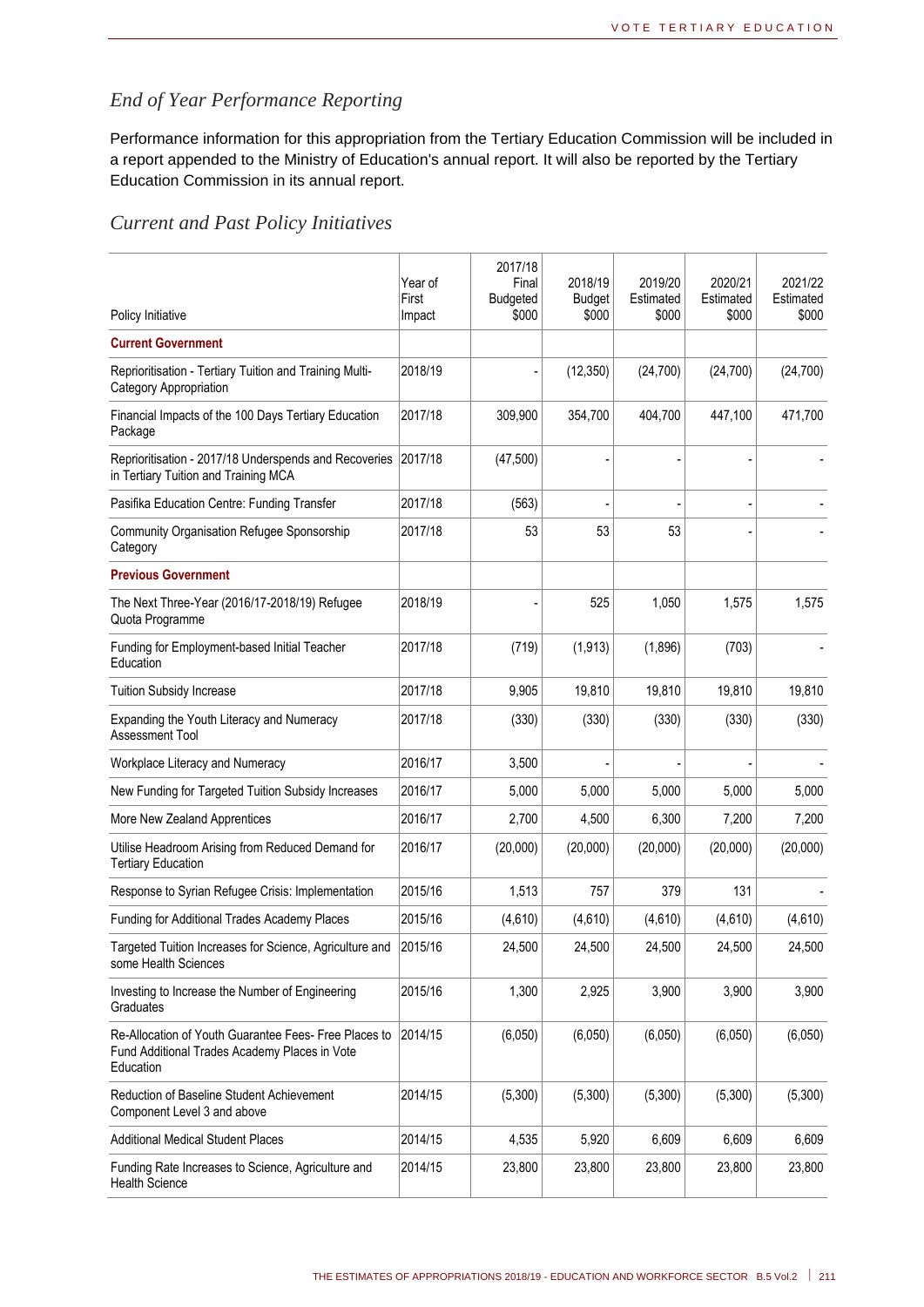### *End of Year Performance Reporting*

Performance information for this appropriation from the Tertiary Education Commission will be included in a report appended to the Ministry of Education's annual report. It will also be reported by the Tertiary Education Commission in its annual report.

### *Current and Past Policy Initiatives*

| Policy Initiative | Year of First Impact | 2017/18 Final Budgeted $000 | 2018/19 Budget $000 | 2019/20 Estimated $000 | 2020/21 Estimated $000 | 2021/22 Estimated $000 |
|---|---|---|---|---|---|---|
| **Current Government** | | | | | | |
| Reprioritisation - Tertiary Tuition and Training Multi-Category Appropriation | 2018/19 | - | (12,350) | (24,700) | (24,700) | (24,700) |
| Financial Impacts of the 100 Days Tertiary Education Package | 2017/18 | 309,900 | 354,700 | 404,700 | 447,100 | 471,700 |
| Reprioritisation - 2017/18 Underspends and Recoveries in Tertiary Tuition and Training MCA | 2017/18 | (47,500) | - | - | - | - |
| Pasifika Education Centre: Funding Transfer | 2017/18 | (563) | - | - | - | - |
| Community Organisation Refugee Sponsorship Category | 2017/18 | 53 | 53 | 53 | - | - |
| **Previous Government** | | | | | | |
| The Next Three-Year (2016/17-2018/19) Refugee Quota Programme | 2018/19 | - | 525 | 1,050 | 1,575 | 1,575 |
| Funding for Employment-based Initial Teacher Education | 2017/18 | (719) | (1,913) | (1,896) | (703) | - |
| Tuition Subsidy Increase | 2017/18 | 9,905 | 19,810 | 19,810 | 19,810 | 19,810 |
| Expanding the Youth Literacy and Numeracy Assessment Tool | 2017/18 | (330) | (330) | (330) | (330) | (330) |
| Workplace Literacy and Numeracy | 2016/17 | 3,500 | - | - | - | - |
| New Funding for Targeted Tuition Subsidy Increases | 2016/17 | 5,000 | 5,000 | 5,000 | 5,000 | 5,000 |
| More New Zealand Apprentices | 2016/17 | 2,700 | 4,500 | 6,300 | 7,200 | 7,200 |
| Utilise Headroom Arising from Reduced Demand for Tertiary Education | 2016/17 | (20,000) | (20,000) | (20,000) | (20,000) | (20,000) |
| Response to Syrian Refugee Crisis: Implementation | 2015/16 | 1,513 | 757 | 379 | 131 | - |
| Funding for Additional Trades Academy Places | 2015/16 | (4,610) | (4,610) | (4,610) | (4,610) | (4,610) |
| Targeted Tuition Increases for Science, Agriculture and some Health Sciences | 2015/16 | 24,500 | 24,500 | 24,500 | 24,500 | 24,500 |
| Investing to Increase the Number of Engineering Graduates | 2015/16 | 1,300 | 2,925 | 3,900 | 3,900 | 3,900 |
| Re-Allocation of Youth Guarantee Fees- Free Places to Fund Additional Trades Academy Places in Vote Education | 2014/15 | (6,050) | (6,050) | (6,050) | (6,050) | (6,050) |
| Reduction of Baseline Student Achievement Component Level 3 and above | 2014/15 | (5,300) | (5,300) | (5,300) | (5,300) | (5,300) |
| Additional Medical Student Places | 2014/15 | 4,535 | 5,920 | 6,609 | 6,609 | 6,609 |
| Funding Rate Increases to Science, Agriculture and Health Science | 2014/15 | 23,800 | 23,800 | 23,800 | 23,800 | 23,800 |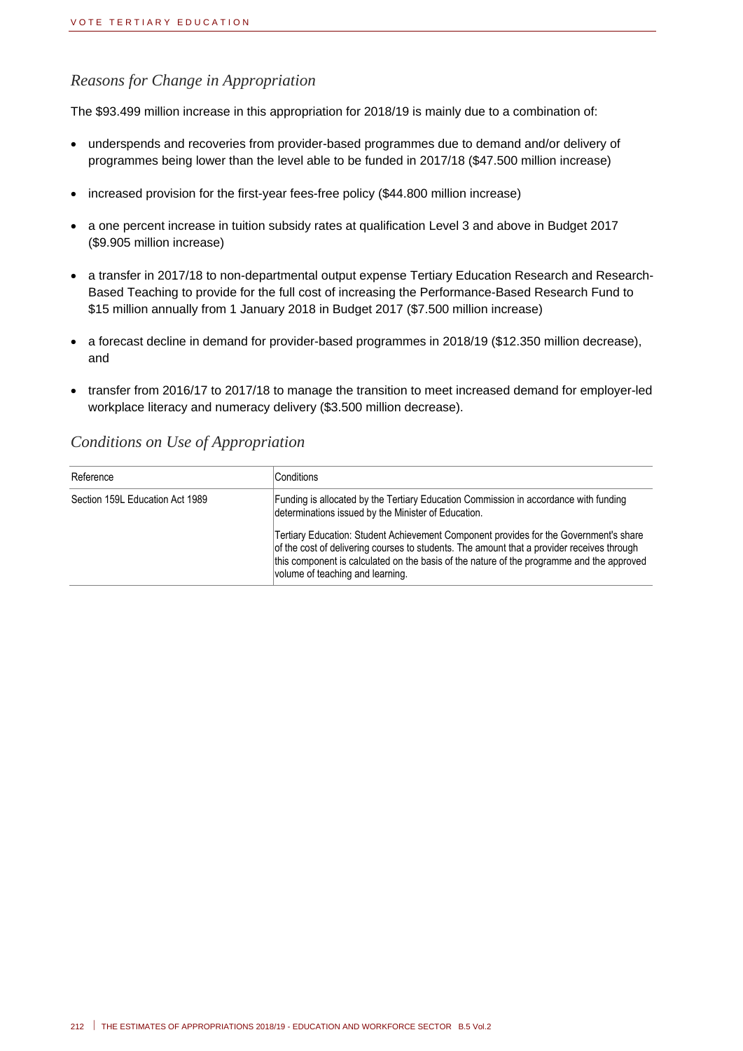### *Reasons for Change in Appropriation*

The $93.499 million increase in this appropriation for 2018/19 is mainly due to a combination of:

- underspends and recoveries from provider-based programmes due to demand and/or delivery of programmes being lower than the level able to be funded in 2017/18 ($47.500 million increase)
- increased provision for the first-year fees-free policy ($44.800 million increase)
- a one percent increase in tuition subsidy rates at qualification Level 3 and above in Budget 2017 ($9.905 million increase)
- a transfer in 2017/18 to non-departmental output expense Tertiary Education Research and Research-Based Teaching to provide for the full cost of increasing the Performance-Based Research Fund to $15 million annually from 1 January 2018 in Budget 2017 ($7.500 million increase)
- a forecast decline in demand for provider-based programmes in 2018/19 ($12.350 million decrease), and
- transfer from 2016/17 to 2017/18 to manage the transition to meet increased demand for employer-led workplace literacy and numeracy delivery ($3.500 million decrease).

### *Conditions on Use of Appropriation*

| Reference | Conditions |
|---|---|
| Section 159L Education Act 1989 | Funding is allocated by the Tertiary Education Commission in accordance with funding determinations issued by the Minister of Education.<br><br>Tertiary Education: Student Achievement Component provides for the Government's share of the cost of delivering courses to students. The amount that a provider receives through this component is calculated on the basis of the nature of the programme and the approved volume of teaching and learning. |